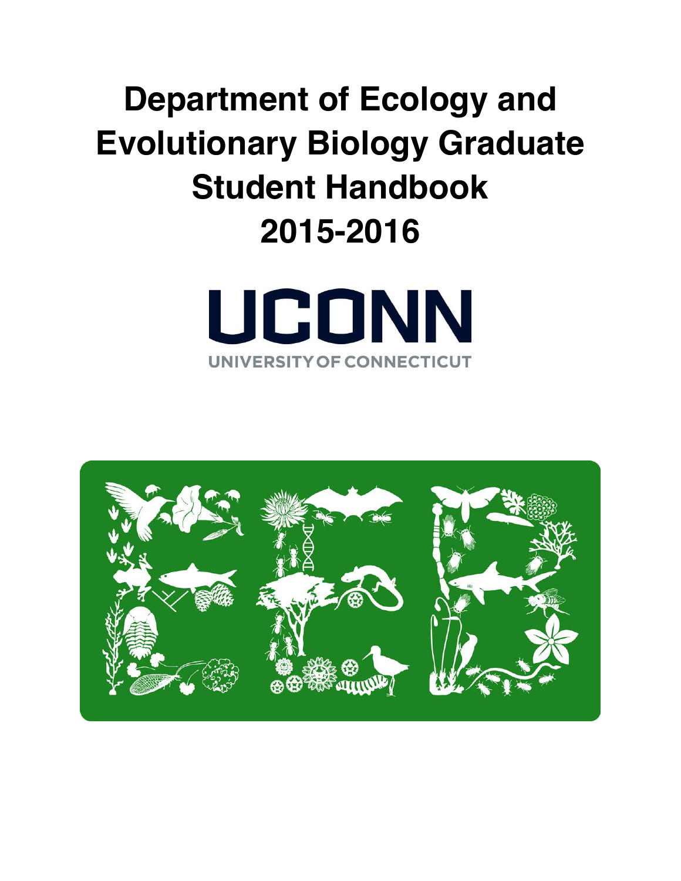# Department of Ecology and Evolutionary Biology Graduate Student Handbook 2015-2016

UCONN

UNIVERSITY OF CONNECTICUT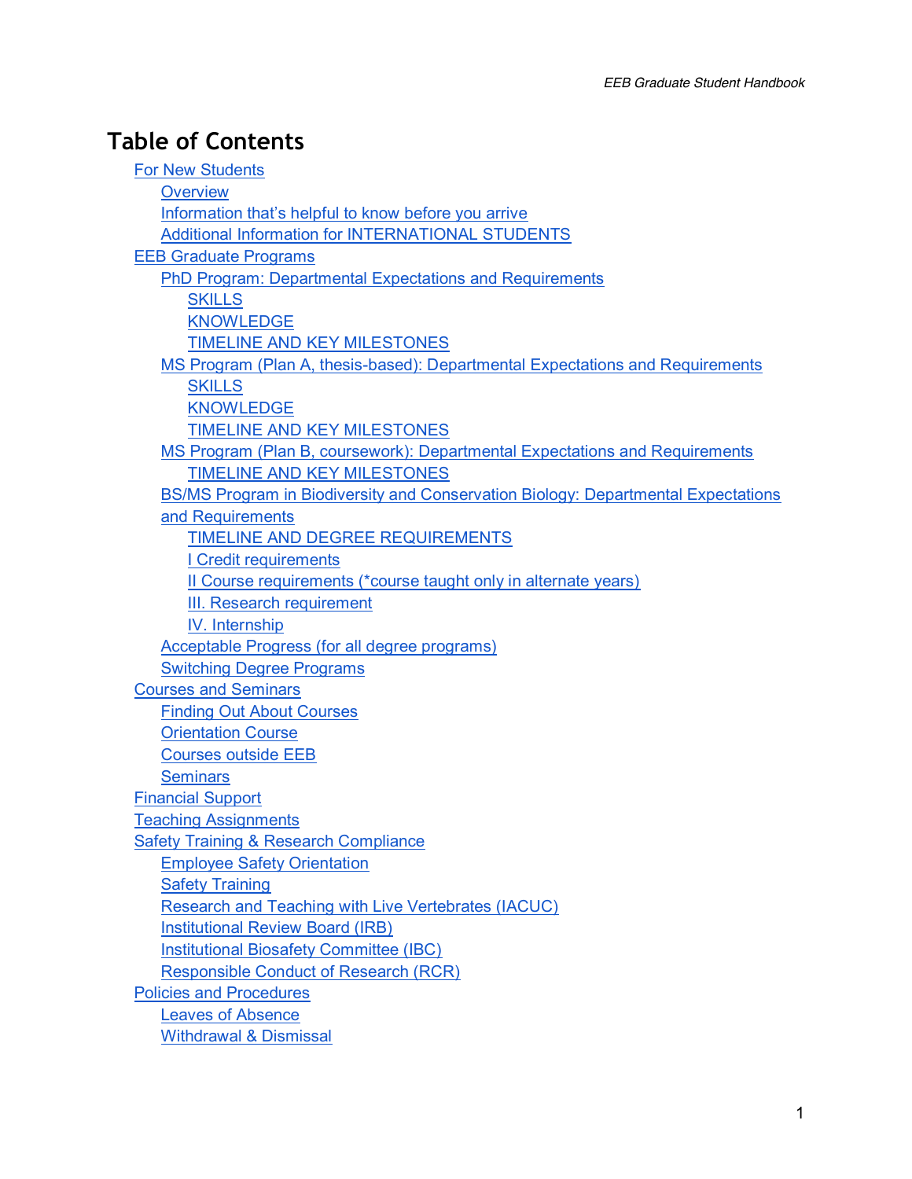# Table of Contents

- For New Students
  - Overview
  - Information that's helpful to know before you arrive
  - Additional Information for INTERNATIONAL STUDENTS
- EEB Graduate Programs
  - PhD Program: Departmental Expectations and Requirements
    - SKILLS
    - KNOWLEDGE
    - TIMELINE AND KEY MILESTONES
  - MS Program (Plan A, thesis-based): Departmental Expectations and Requirements
    - SKILLS
    - KNOWLEDGE
    - TIMELINE AND KEY MILESTONES
  - MS Program (Plan B, coursework): Departmental Expectations and Requirements
    - TIMELINE AND KEY MILESTONES
  - BS/MS Program in Biodiversity and Conservation Biology: Departmental Expectations and Requirements
    - TIMELINE AND DEGREE REQUIREMENTS
    - I Credit requirements
    - II Course requirements (*course taught only in alternate years)
    - III. Research requirement
    - IV. Internship
  - Acceptable Progress (for all degree programs)
  - Switching Degree Programs
- Courses and Seminars
  - Finding Out About Courses
  - Orientation Course
  - Courses outside EEB
  - Seminars
- Financial Support
- Teaching Assignments
- Safety Training & Research Compliance
  - Employee Safety Orientation
  - Safety Training
  - Research and Teaching with Live Vertebrates (IACUC)
  - Institutional Review Board (IRB)
  - Institutional Biosafety Committee (IBC)
  - Responsible Conduct of Research (RCR)
- Policies and Procedures
  - Leaves of Absence
  - Withdrawal & Dismissal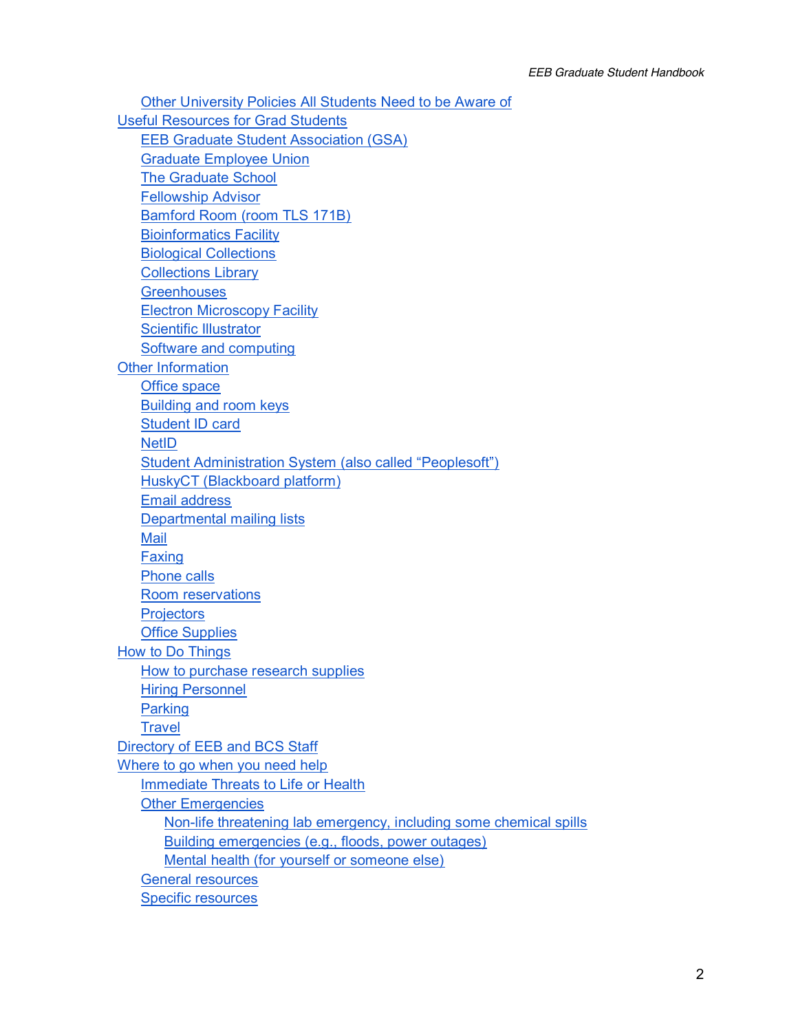- Other University Policies All Students Need to be Aware of
- Useful Resources for Grad Students
  - EEB Graduate Student Association (GSA)
  - Graduate Employee Union
  - The Graduate School
  - Fellowship Advisor
  - Bamford Room (room TLS 171B)
  - Bioinformatics Facility
  - Biological Collections
  - Collections Library
  - Greenhouses
  - Electron Microscopy Facility
  - Scientific Illustrator
  - Software and computing
- Other Information
  - Office space
  - Building and room keys
  - Student ID card
  - NetID
  - Student Administration System (also called "Peoplesoft")
  - HuskyCT (Blackboard platform)
  - Email address
  - Departmental mailing lists
  - Mail
  - Faxing
  - Phone calls
  - Room reservations
  - Projectors
  - Office Supplies
- How to Do Things
  - How to purchase research supplies
  - Hiring Personnel
  - Parking
  - Travel
- Directory of EEB and BCS Staff
- Where to go when you need help
  - Immediate Threats to Life or Health
  - Other Emergencies
    - Non-life threatening lab emergency, including some chemical spills
    - Building emergencies (e.g., floods, power outages)
    - Mental health (for yourself or someone else)
  - General resources
  - Specific resources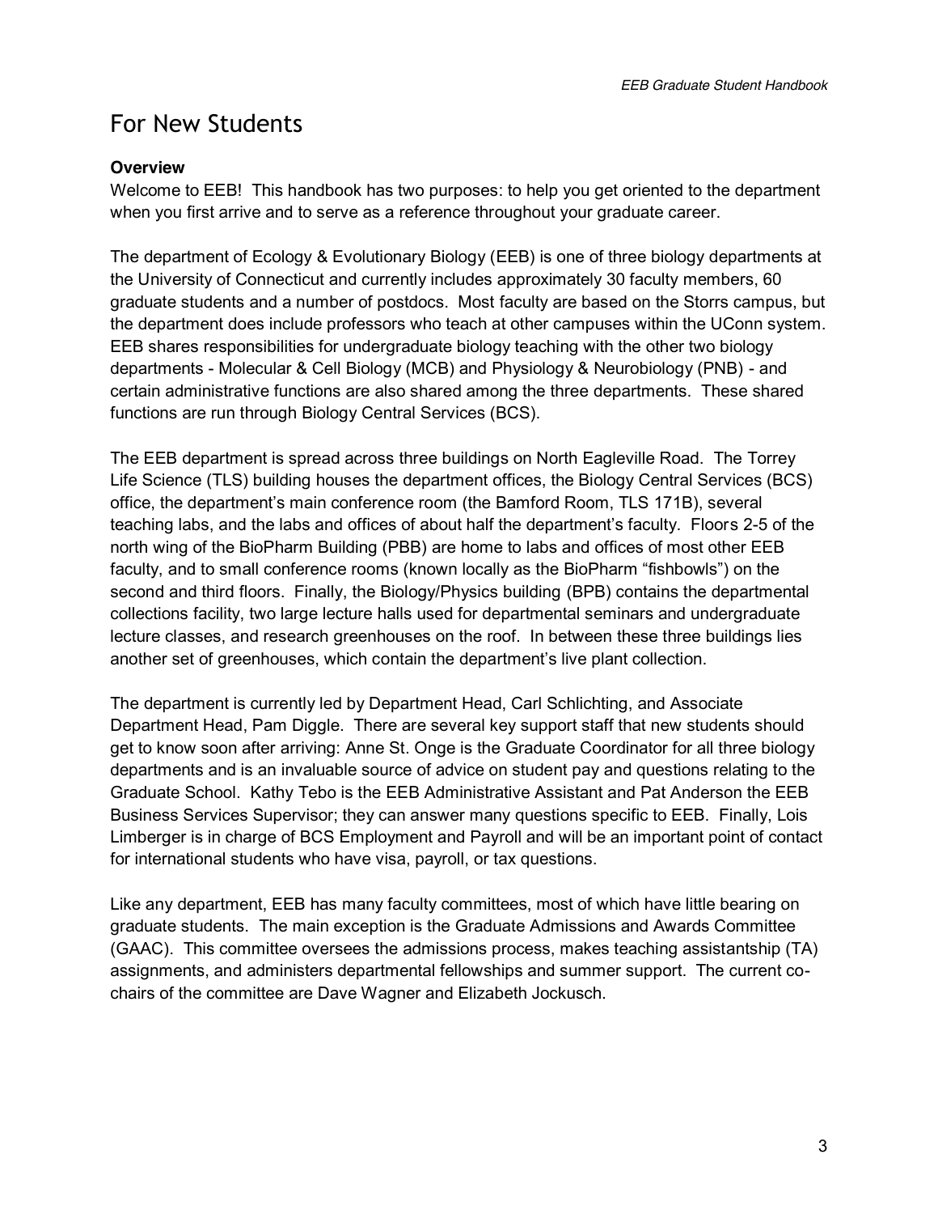# For New Students

**Overview**

Welcome to EEB! This handbook has two purposes: to help you get oriented to the department when you first arrive and to serve as a reference throughout your graduate career.

The department of Ecology & Evolutionary Biology (EEB) is one of three biology departments at the University of Connecticut and currently includes approximately 30 faculty members, 60 graduate students and a number of postdocs. Most faculty are based on the Storrs campus, but the department does include professors who teach at other campuses within the UConn system. EEB shares responsibilities for undergraduate biology teaching with the other two biology departments - Molecular & Cell Biology (MCB) and Physiology & Neurobiology (PNB) - and certain administrative functions are also shared among the three departments. These shared functions are run through Biology Central Services (BCS).

The EEB department is spread across three buildings on North Eagleville Road. The Torrey Life Science (TLS) building houses the department offices, the Biology Central Services (BCS) office, the department's main conference room (the Bamford Room, TLS 171B), several teaching labs, and the labs and offices of about half the department's faculty. Floors 2-5 of the north wing of the BioPharm Building (PBB) are home to labs and offices of most other EEB faculty, and to small conference rooms (known locally as the BioPharm "fishbowls") on the second and third floors. Finally, the Biology/Physics building (BPB) contains the departmental collections facility, two large lecture halls used for departmental seminars and undergraduate lecture classes, and research greenhouses on the roof. In between these three buildings lies another set of greenhouses, which contain the department's live plant collection.

The department is currently led by Department Head, Carl Schlichting, and Associate Department Head, Pam Diggle. There are several key support staff that new students should get to know soon after arriving: Anne St. Onge is the Graduate Coordinator for all three biology departments and is an invaluable source of advice on student pay and questions relating to the Graduate School. Kathy Tebo is the EEB Administrative Assistant and Pat Anderson the EEB Business Services Supervisor; they can answer many questions specific to EEB. Finally, Lois Limberger is in charge of BCS Employment and Payroll and will be an important point of contact for international students who have visa, payroll, or tax questions.

Like any department, EEB has many faculty committees, most of which have little bearing on graduate students. The main exception is the Graduate Admissions and Awards Committee (GAAC). This committee oversees the admissions process, makes teaching assistantship (TA) assignments, and administers departmental fellowships and summer support. The current co-chairs of the committee are Dave Wagner and Elizabeth Jockusch.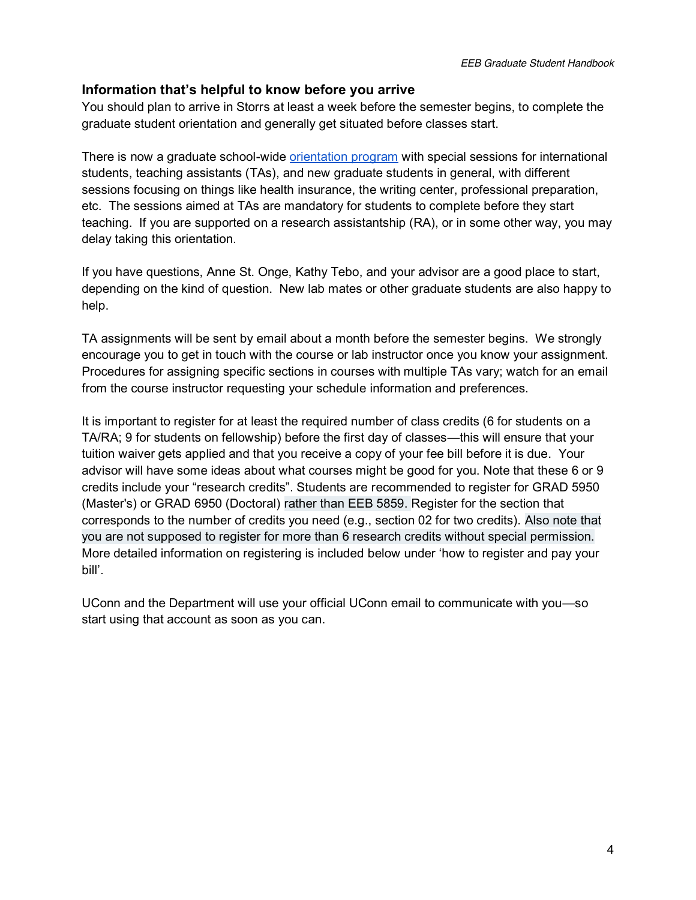## Information that's helpful to know before you arrive

You should plan to arrive in Storrs at least a week before the semester begins, to complete the graduate student orientation and generally get situated before classes start.

There is now a graduate school-wide orientation program with special sessions for international students, teaching assistants (TAs), and new graduate students in general, with different sessions focusing on things like health insurance, the writing center, professional preparation, etc. The sessions aimed at TAs are mandatory for students to complete before they start teaching. If you are supported on a research assistantship (RA), or in some other way, you may delay taking this orientation.

If you have questions, Anne St. Onge, Kathy Tebo, and your advisor are a good place to start, depending on the kind of question. New lab mates or other graduate students are also happy to help.

TA assignments will be sent by email about a month before the semester begins. We strongly encourage you to get in touch with the course or lab instructor once you know your assignment. Procedures for assigning specific sections in courses with multiple TAs vary; watch for an email from the course instructor requesting your schedule information and preferences.

It is important to register for at least the required number of class credits (6 for students on a TA/RA; 9 for students on fellowship) before the first day of classes—this will ensure that your tuition waiver gets applied and that you receive a copy of your fee bill before it is due. Your advisor will have some ideas about what courses might be good for you. Note that these 6 or 9 credits include your "research credits". Students are recommended to register for GRAD 5950 (Master's) or GRAD 6950 (Doctoral) rather than EEB 5859. Register for the section that corresponds to the number of credits you need (e.g., section 02 for two credits). Also note that you are not supposed to register for more than 6 research credits without special permission. More detailed information on registering is included below under 'how to register and pay your bill'.

UConn and the Department will use your official UConn email to communicate with you—so start using that account as soon as you can.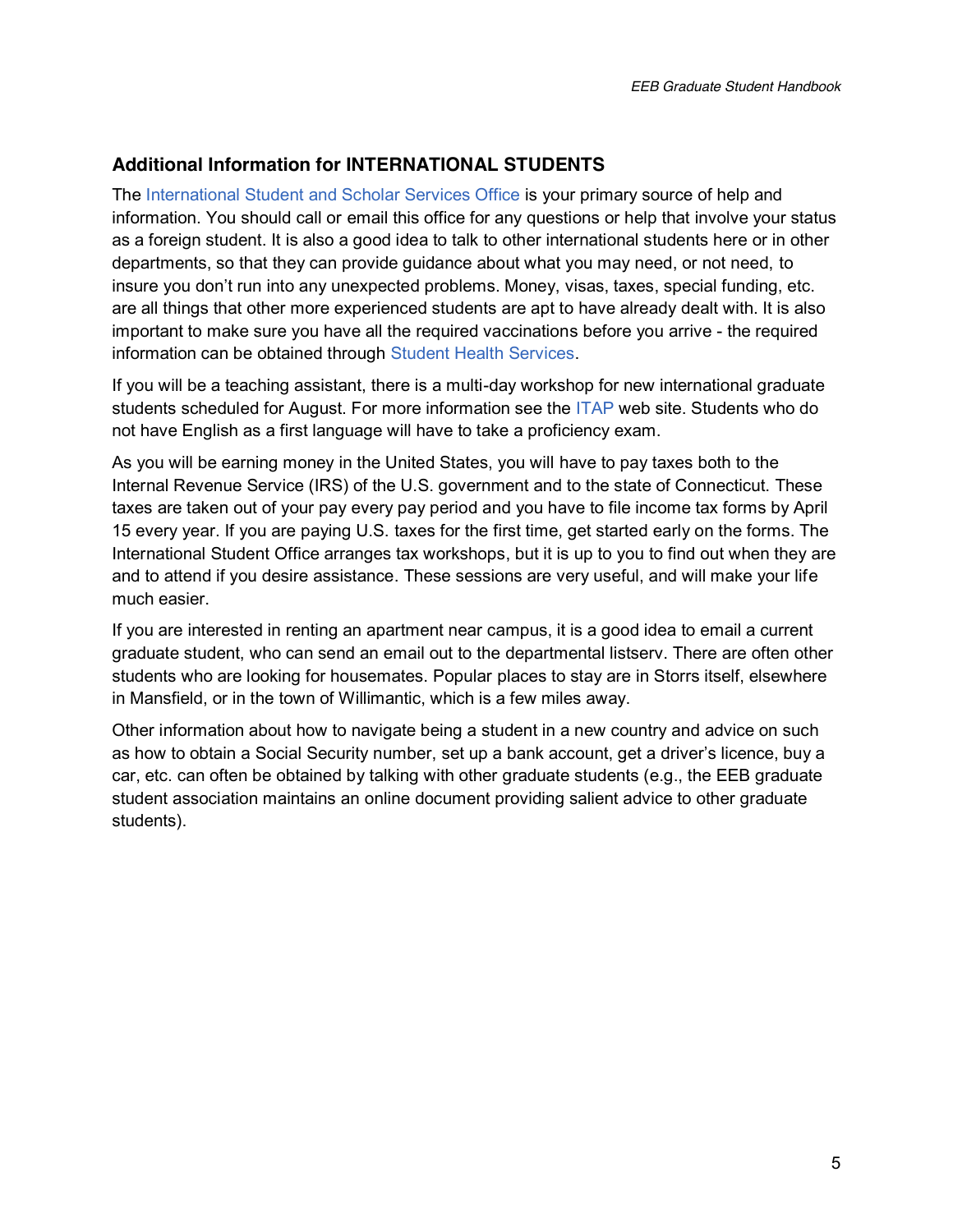## Additional Information for INTERNATIONAL STUDENTS

The International Student and Scholar Services Office is your primary source of help and information. You should call or email this office for any questions or help that involve your status as a foreign student. It is also a good idea to talk to other international students here or in other departments, so that they can provide guidance about what you may need, or not need, to insure you don't run into any unexpected problems. Money, visas, taxes, special funding, etc. are all things that other more experienced students are apt to have already dealt with. It is also important to make sure you have all the required vaccinations before you arrive - the required information can be obtained through Student Health Services.

If you will be a teaching assistant, there is a multi-day workshop for new international graduate students scheduled for August. For more information see the ITAP web site. Students who do not have English as a first language will have to take a proficiency exam.

As you will be earning money in the United States, you will have to pay taxes both to the Internal Revenue Service (IRS) of the U.S. government and to the state of Connecticut. These taxes are taken out of your pay every pay period and you have to file income tax forms by April 15 every year. If you are paying U.S. taxes for the first time, get started early on the forms. The International Student Office arranges tax workshops, but it is up to you to find out when they are and to attend if you desire assistance. These sessions are very useful, and will make your life much easier.

If you are interested in renting an apartment near campus, it is a good idea to email a current graduate student, who can send an email out to the departmental listserv. There are often other students who are looking for housemates. Popular places to stay are in Storrs itself, elsewhere in Mansfield, or in the town of Willimantic, which is a few miles away.

Other information about how to navigate being a student in a new country and advice on such as how to obtain a Social Security number, set up a bank account, get a driver's licence, buy a car, etc. can often be obtained by talking with other graduate students (e.g., the EEB graduate student association maintains an online document providing salient advice to other graduate students).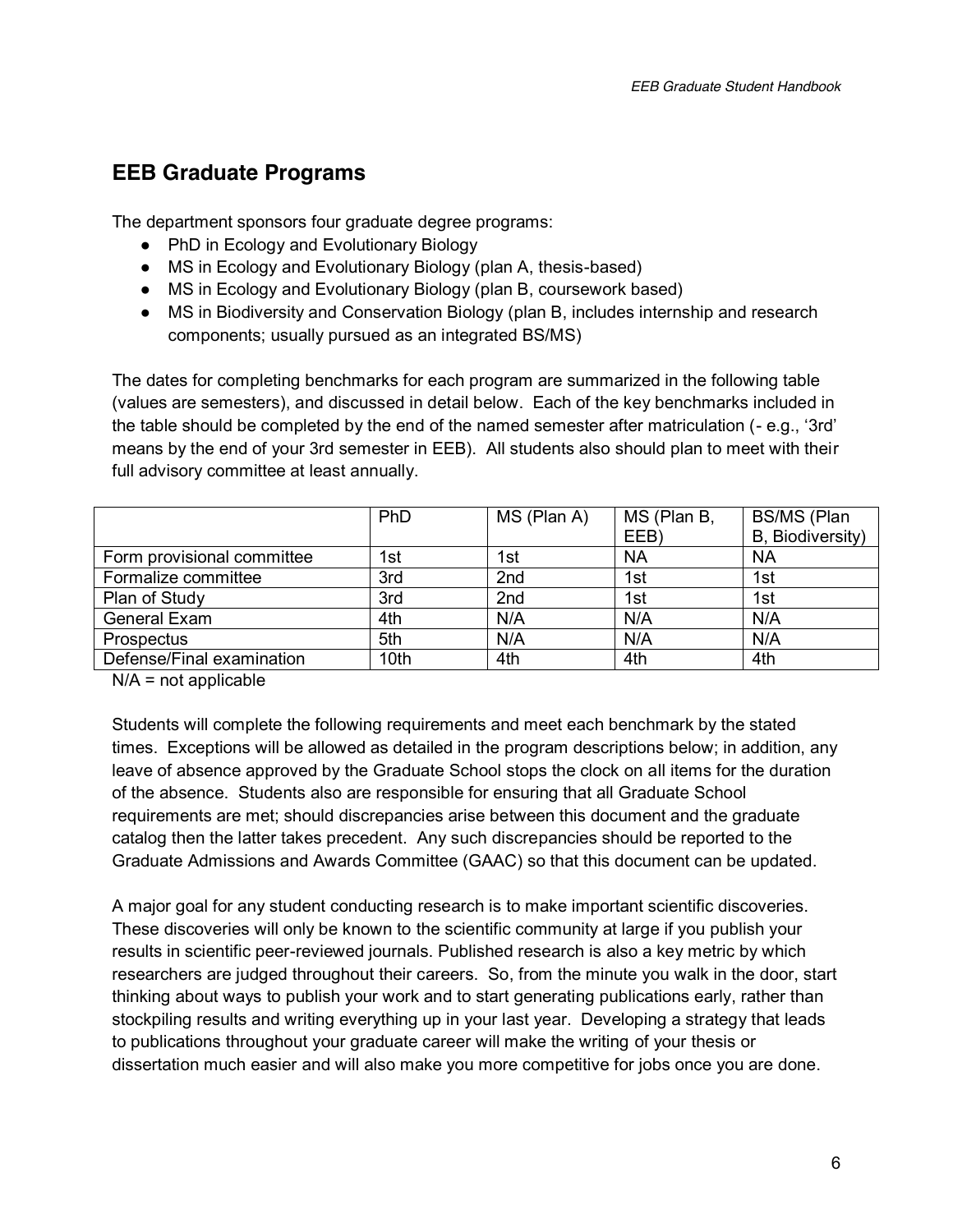## EEB Graduate Programs

The department sponsors four graduate degree programs:

- PhD in Ecology and Evolutionary Biology
- MS in Ecology and Evolutionary Biology (plan A, thesis-based)
- MS in Ecology and Evolutionary Biology (plan B, coursework based)
- MS in Biodiversity and Conservation Biology (plan B, includes internship and research components; usually pursued as an integrated BS/MS)

The dates for completing benchmarks for each program are summarized in the following table (values are semesters), and discussed in detail below. Each of the key benchmarks included in the table should be completed by the end of the named semester after matriculation (- e.g., '3rd' means by the end of your 3rd semester in EEB). All students also should plan to meet with their full advisory committee at least annually.

| | PhD | MS (Plan A) | MS (Plan B, EEB) | BS/MS (Plan B, Biodiversity) |
|---|---|---|---|---|
| Form provisional committee | 1st | 1st | NA | NA |
| Formalize committee | 3rd | 2nd | 1st | 1st |
| Plan of Study | 3rd | 2nd | 1st | 1st |
| General Exam | 4th | N/A | N/A | N/A |
| Prospectus | 5th | N/A | N/A | N/A |
| Defense/Final examination | 10th | 4th | 4th | 4th |

N/A = not applicable

Students will complete the following requirements and meet each benchmark by the stated times. Exceptions will be allowed as detailed in the program descriptions below; in addition, any leave of absence approved by the Graduate School stops the clock on all items for the duration of the absence. Students also are responsible for ensuring that all Graduate School requirements are met; should discrepancies arise between this document and the graduate catalog then the latter takes precedent. Any such discrepancies should be reported to the Graduate Admissions and Awards Committee (GAAC) so that this document can be updated.

A major goal for any student conducting research is to make important scientific discoveries. These discoveries will only be known to the scientific community at large if you publish your results in scientific peer-reviewed journals. Published research is also a key metric by which researchers are judged throughout their careers. So, from the minute you walk in the door, start thinking about ways to publish your work and to start generating publications early, rather than stockpiling results and writing everything up in your last year. Developing a strategy that leads to publications throughout your graduate career will make the writing of your thesis or dissertation much easier and will also make you more competitive for jobs once you are done.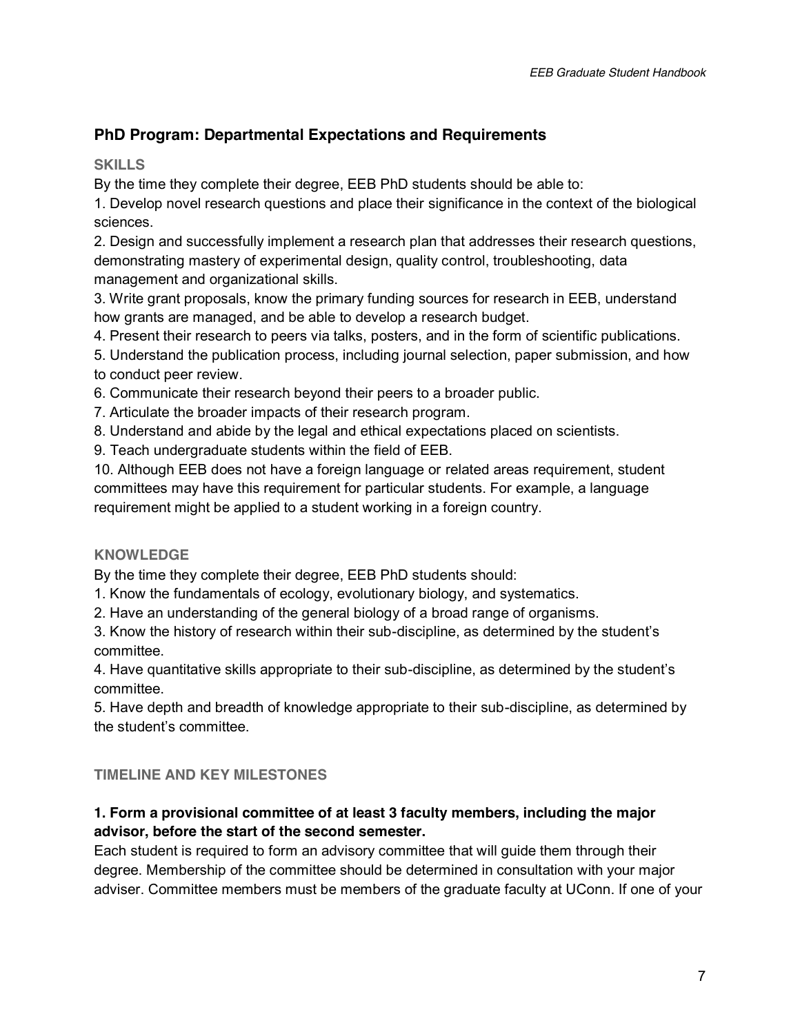## PhD Program: Departmental Expectations and Requirements

### SKILLS

By the time they complete their degree, EEB PhD students should be able to:

1. Develop novel research questions and place their significance in the context of the biological sciences.
2. Design and successfully implement a research plan that addresses their research questions, demonstrating mastery of experimental design, quality control, troubleshooting, data management and organizational skills.
3. Write grant proposals, know the primary funding sources for research in EEB, understand how grants are managed, and be able to develop a research budget.
4. Present their research to peers via talks, posters, and in the form of scientific publications.
5. Understand the publication process, including journal selection, paper submission, and how to conduct peer review.
6. Communicate their research beyond their peers to a broader public.
7. Articulate the broader impacts of their research program.
8. Understand and abide by the legal and ethical expectations placed on scientists.
9. Teach undergraduate students within the field of EEB.
10. Although EEB does not have a foreign language or related areas requirement, student committees may have this requirement for particular students. For example, a language requirement might be applied to a student working in a foreign country.

### KNOWLEDGE

By the time they complete their degree, EEB PhD students should:

1. Know the fundamentals of ecology, evolutionary biology, and systematics.
2. Have an understanding of the general biology of a broad range of organisms.
3. Know the history of research within their sub-discipline, as determined by the student's committee.
4. Have quantitative skills appropriate to their sub-discipline, as determined by the student's committee.
5. Have depth and breadth of knowledge appropriate to their sub-discipline, as determined by the student's committee.

### TIMELINE AND KEY MILESTONES

**1. Form a provisional committee of at least 3 faculty members, including the major advisor, before the start of the second semester.**

Each student is required to form an advisory committee that will guide them through their degree. Membership of the committee should be determined in consultation with your major adviser. Committee members must be members of the graduate faculty at UConn. If one of your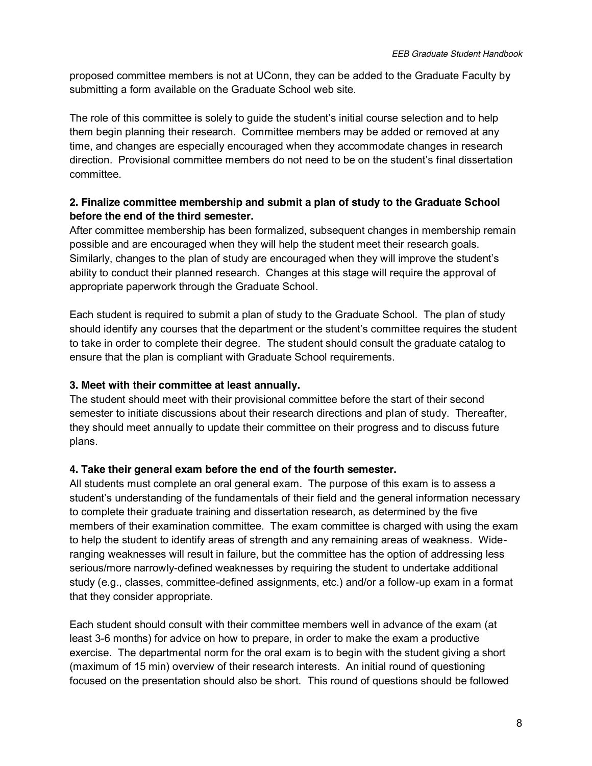proposed committee members is not at UConn, they can be added to the Graduate Faculty by submitting a form available on the Graduate School web site.

The role of this committee is solely to guide the student's initial course selection and to help them begin planning their research. Committee members may be added or removed at any time, and changes are especially encouraged when they accommodate changes in research direction. Provisional committee members do not need to be on the student's final dissertation committee.

**2. Finalize committee membership and submit a plan of study to the Graduate School before the end of the third semester.**

After committee membership has been formalized, subsequent changes in membership remain possible and are encouraged when they will help the student meet their research goals. Similarly, changes to the plan of study are encouraged when they will improve the student's ability to conduct their planned research. Changes at this stage will require the approval of appropriate paperwork through the Graduate School.

Each student is required to submit a plan of study to the Graduate School. The plan of study should identify any courses that the department or the student's committee requires the student to take in order to complete their degree. The student should consult the graduate catalog to ensure that the plan is compliant with Graduate School requirements.

**3. Meet with their committee at least annually.**

The student should meet with their provisional committee before the start of their second semester to initiate discussions about their research directions and plan of study. Thereafter, they should meet annually to update their committee on their progress and to discuss future plans.

**4. Take their general exam before the end of the fourth semester.**

All students must complete an oral general exam. The purpose of this exam is to assess a student's understanding of the fundamentals of their field and the general information necessary to complete their graduate training and dissertation research, as determined by the five members of their examination committee. The exam committee is charged with using the exam to help the student to identify areas of strength and any remaining areas of weakness. Wide-ranging weaknesses will result in failure, but the committee has the option of addressing less serious/more narrowly-defined weaknesses by requiring the student to undertake additional study (e.g., classes, committee-defined assignments, etc.) and/or a follow-up exam in a format that they consider appropriate.

Each student should consult with their committee members well in advance of the exam (at least 3-6 months) for advice on how to prepare, in order to make the exam a productive exercise. The departmental norm for the oral exam is to begin with the student giving a short (maximum of 15 min) overview of their research interests. An initial round of questioning focused on the presentation should also be short. This round of questions should be followed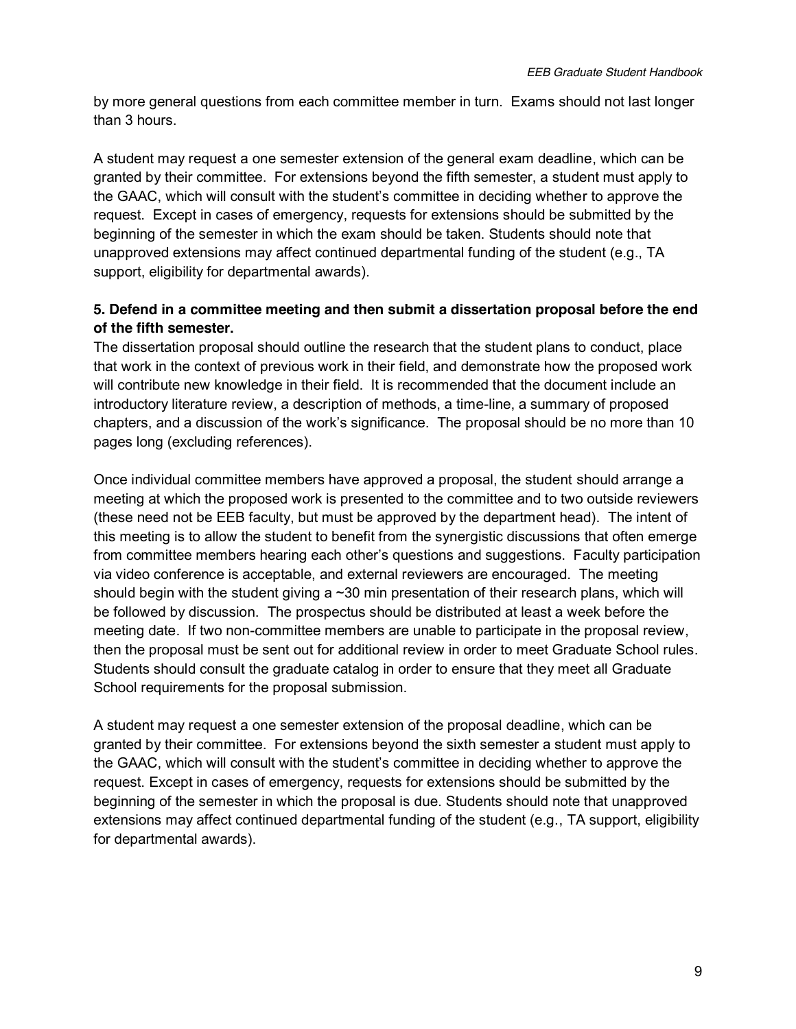by more general questions from each committee member in turn. Exams should not last longer than 3 hours.

A student may request a one semester extension of the general exam deadline, which can be granted by their committee. For extensions beyond the fifth semester, a student must apply to the GAAC, which will consult with the student's committee in deciding whether to approve the request. Except in cases of emergency, requests for extensions should be submitted by the beginning of the semester in which the exam should be taken. Students should note that unapproved extensions may affect continued departmental funding of the student (e.g., TA support, eligibility for departmental awards).

**5. Defend in a committee meeting and then submit a dissertation proposal before the end of the fifth semester.**

The dissertation proposal should outline the research that the student plans to conduct, place that work in the context of previous work in their field, and demonstrate how the proposed work will contribute new knowledge in their field. It is recommended that the document include an introductory literature review, a description of methods, a time-line, a summary of proposed chapters, and a discussion of the work's significance. The proposal should be no more than 10 pages long (excluding references).

Once individual committee members have approved a proposal, the student should arrange a meeting at which the proposed work is presented to the committee and to two outside reviewers (these need not be EEB faculty, but must be approved by the department head). The intent of this meeting is to allow the student to benefit from the synergistic discussions that often emerge from committee members hearing each other's questions and suggestions. Faculty participation via video conference is acceptable, and external reviewers are encouraged. The meeting should begin with the student giving a ~30 min presentation of their research plans, which will be followed by discussion. The prospectus should be distributed at least a week before the meeting date. If two non-committee members are unable to participate in the proposal review, then the proposal must be sent out for additional review in order to meet Graduate School rules. Students should consult the graduate catalog in order to ensure that they meet all Graduate School requirements for the proposal submission.

A student may request a one semester extension of the proposal deadline, which can be granted by their committee. For extensions beyond the sixth semester a student must apply to the GAAC, which will consult with the student's committee in deciding whether to approve the request. Except in cases of emergency, requests for extensions should be submitted by the beginning of the semester in which the proposal is due. Students should note that unapproved extensions may affect continued departmental funding of the student (e.g., TA support, eligibility for departmental awards).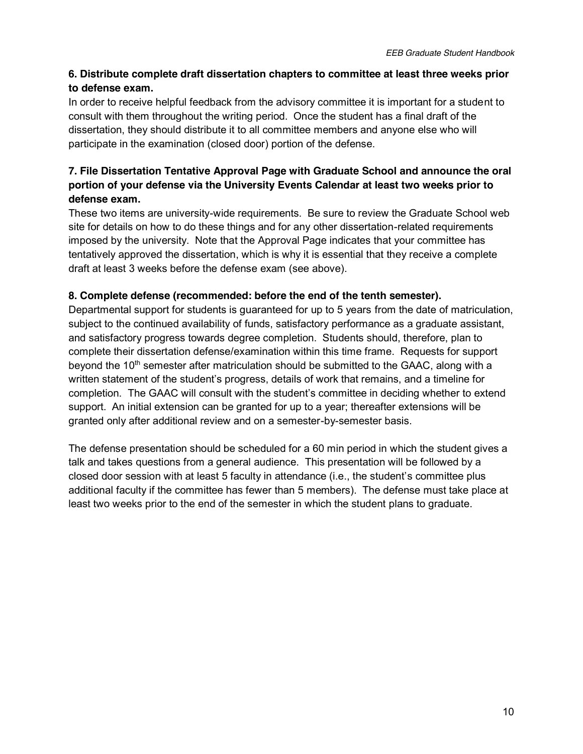**6. Distribute complete draft dissertation chapters to committee at least three weeks prior to defense exam.**

In order to receive helpful feedback from the advisory committee it is important for a student to consult with them throughout the writing period. Once the student has a final draft of the dissertation, they should distribute it to all committee members and anyone else who will participate in the examination (closed door) portion of the defense.

**7. File Dissertation Tentative Approval Page with Graduate School and announce the oral portion of your defense via the University Events Calendar at least two weeks prior to defense exam.**

These two items are university-wide requirements. Be sure to review the Graduate School web site for details on how to do these things and for any other dissertation-related requirements imposed by the university. Note that the Approval Page indicates that your committee has tentatively approved the dissertation, which is why it is essential that they receive a complete draft at least 3 weeks before the defense exam (see above).

**8. Complete defense (recommended: before the end of the tenth semester).**

Departmental support for students is guaranteed for up to 5 years from the date of matriculation, subject to the continued availability of funds, satisfactory performance as a graduate assistant, and satisfactory progress towards degree completion. Students should, therefore, plan to complete their dissertation defense/examination within this time frame. Requests for support beyond the 10th semester after matriculation should be submitted to the GAAC, along with a written statement of the student's progress, details of work that remains, and a timeline for completion. The GAAC will consult with the student's committee in deciding whether to extend support. An initial extension can be granted for up to a year; thereafter extensions will be granted only after additional review and on a semester-by-semester basis.

The defense presentation should be scheduled for a 60 min period in which the student gives a talk and takes questions from a general audience. This presentation will be followed by a closed door session with at least 5 faculty in attendance (i.e., the student's committee plus additional faculty if the committee has fewer than 5 members). The defense must take place at least two weeks prior to the end of the semester in which the student plans to graduate.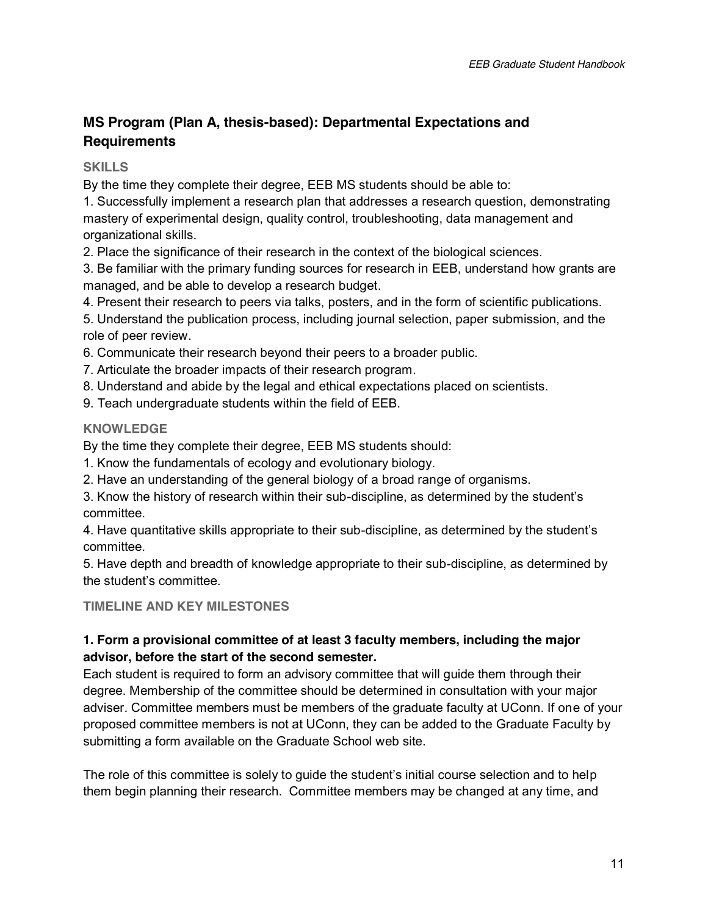## MS Program (Plan A, thesis-based): Departmental Expectations and Requirements

### SKILLS

By the time they complete their degree, EEB MS students should be able to:

1. Successfully implement a research plan that addresses a research question, demonstrating mastery of experimental design, quality control, troubleshooting, data management and organizational skills.
2. Place the significance of their research in the context of the biological sciences.
3. Be familiar with the primary funding sources for research in EEB, understand how grants are managed, and be able to develop a research budget.
4. Present their research to peers via talks, posters, and in the form of scientific publications.
5. Understand the publication process, including journal selection, paper submission, and the role of peer review.
6. Communicate their research beyond their peers to a broader public.
7. Articulate the broader impacts of their research program.
8. Understand and abide by the legal and ethical expectations placed on scientists.
9. Teach undergraduate students within the field of EEB.

### KNOWLEDGE

By the time they complete their degree, EEB MS students should:

1. Know the fundamentals of ecology and evolutionary biology.
2. Have an understanding of the general biology of a broad range of organisms.
3. Know the history of research within their sub-discipline, as determined by the student's committee.
4. Have quantitative skills appropriate to their sub-discipline, as determined by the student's committee.
5. Have depth and breadth of knowledge appropriate to their sub-discipline, as determined by the student's committee.

### TIMELINE AND KEY MILESTONES

**1. Form a provisional committee of at least 3 faculty members, including the major advisor, before the start of the second semester.**

Each student is required to form an advisory committee that will guide them through their degree. Membership of the committee should be determined in consultation with your major adviser. Committee members must be members of the graduate faculty at UConn. If one of your proposed committee members is not at UConn, they can be added to the Graduate Faculty by submitting a form available on the Graduate School web site.

The role of this committee is solely to guide the student's initial course selection and to help them begin planning their research. Committee members may be changed at any time, and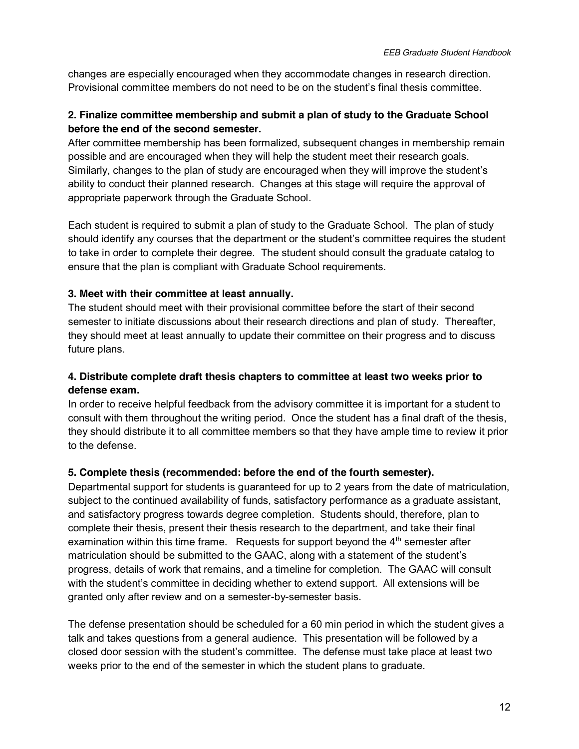changes are especially encouraged when they accommodate changes in research direction. Provisional committee members do not need to be on the student's final thesis committee.

**2. Finalize committee membership and submit a plan of study to the Graduate School before the end of the second semester.**

After committee membership has been formalized, subsequent changes in membership remain possible and are encouraged when they will help the student meet their research goals. Similarly, changes to the plan of study are encouraged when they will improve the student's ability to conduct their planned research. Changes at this stage will require the approval of appropriate paperwork through the Graduate School.

Each student is required to submit a plan of study to the Graduate School. The plan of study should identify any courses that the department or the student's committee requires the student to take in order to complete their degree. The student should consult the graduate catalog to ensure that the plan is compliant with Graduate School requirements.

**3. Meet with their committee at least annually.**

The student should meet with their provisional committee before the start of their second semester to initiate discussions about their research directions and plan of study. Thereafter, they should meet at least annually to update their committee on their progress and to discuss future plans.

**4. Distribute complete draft thesis chapters to committee at least two weeks prior to defense exam.**

In order to receive helpful feedback from the advisory committee it is important for a student to consult with them throughout the writing period. Once the student has a final draft of the thesis, they should distribute it to all committee members so that they have ample time to review it prior to the defense.

**5. Complete thesis (recommended: before the end of the fourth semester).**

Departmental support for students is guaranteed for up to 2 years from the date of matriculation, subject to the continued availability of funds, satisfactory performance as a graduate assistant, and satisfactory progress towards degree completion. Students should, therefore, plan to complete their thesis, present their thesis research to the department, and take their final examination within this time frame. Requests for support beyond the 4th semester after matriculation should be submitted to the GAAC, along with a statement of the student's progress, details of work that remains, and a timeline for completion. The GAAC will consult with the student's committee in deciding whether to extend support. All extensions will be granted only after review and on a semester-by-semester basis.

The defense presentation should be scheduled for a 60 min period in which the student gives a talk and takes questions from a general audience. This presentation will be followed by a closed door session with the student's committee. The defense must take place at least two weeks prior to the end of the semester in which the student plans to graduate.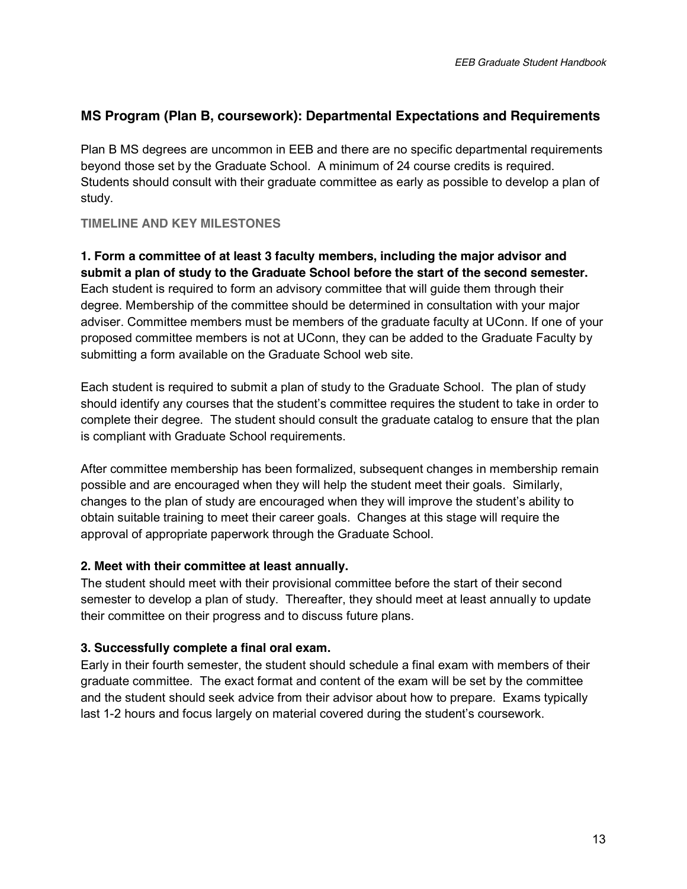## MS Program (Plan B, coursework): Departmental Expectations and Requirements

Plan B MS degrees are uncommon in EEB and there are no specific departmental requirements beyond those set by the Graduate School. A minimum of 24 course credits is required. Students should consult with their graduate committee as early as possible to develop a plan of study.

### TIMELINE AND KEY MILESTONES

**1. Form a committee of at least 3 faculty members, including the major advisor and submit a plan of study to the Graduate School before the start of the second semester.**
Each student is required to form an advisory committee that will guide them through their degree. Membership of the committee should be determined in consultation with your major adviser. Committee members must be members of the graduate faculty at UConn. If one of your proposed committee members is not at UConn, they can be added to the Graduate Faculty by submitting a form available on the Graduate School web site.

Each student is required to submit a plan of study to the Graduate School. The plan of study should identify any courses that the student's committee requires the student to take in order to complete their degree. The student should consult the graduate catalog to ensure that the plan is compliant with Graduate School requirements.

After committee membership has been formalized, subsequent changes in membership remain possible and are encouraged when they will help the student meet their goals. Similarly, changes to the plan of study are encouraged when they will improve the student's ability to obtain suitable training to meet their career goals. Changes at this stage will require the approval of appropriate paperwork through the Graduate School.

**2. Meet with their committee at least annually.**
The student should meet with their provisional committee before the start of their second semester to develop a plan of study. Thereafter, they should meet at least annually to update their committee on their progress and to discuss future plans.

**3. Successfully complete a final oral exam.**
Early in their fourth semester, the student should schedule a final exam with members of their graduate committee. The exact format and content of the exam will be set by the committee and the student should seek advice from their advisor about how to prepare. Exams typically last 1-2 hours and focus largely on material covered during the student's coursework.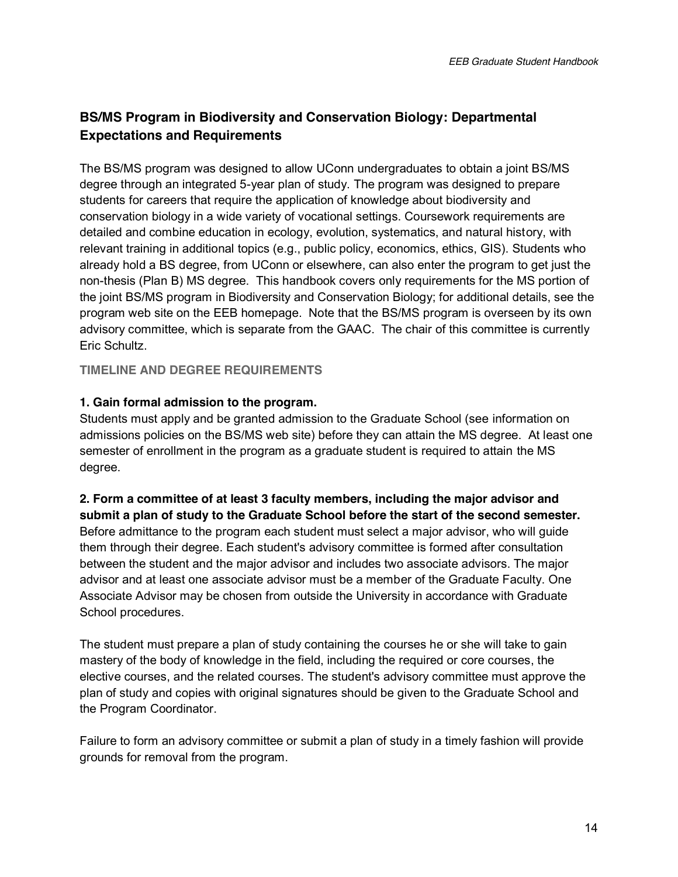## BS/MS Program in Biodiversity and Conservation Biology: Departmental Expectations and Requirements

The BS/MS program was designed to allow UConn undergraduates to obtain a joint BS/MS degree through an integrated 5-year plan of study. The program was designed to prepare students for careers that require the application of knowledge about biodiversity and conservation biology in a wide variety of vocational settings. Coursework requirements are detailed and combine education in ecology, evolution, systematics, and natural history, with relevant training in additional topics (e.g., public policy, economics, ethics, GIS). Students who already hold a BS degree, from UConn or elsewhere, can also enter the program to get just the non-thesis (Plan B) MS degree. This handbook covers only requirements for the MS portion of the joint BS/MS program in Biodiversity and Conservation Biology; for additional details, see the program web site on the EEB homepage. Note that the BS/MS program is overseen by its own advisory committee, which is separate from the GAAC. The chair of this committee is currently Eric Schultz.

### TIMELINE AND DEGREE REQUIREMENTS

**1. Gain formal admission to the program.**
Students must apply and be granted admission to the Graduate School (see information on admissions policies on the BS/MS web site) before they can attain the MS degree. At least one semester of enrollment in the program as a graduate student is required to attain the MS degree.

**2. Form a committee of at least 3 faculty members, including the major advisor and submit a plan of study to the Graduate School before the start of the second semester.**
Before admittance to the program each student must select a major advisor, who will guide them through their degree. Each student's advisory committee is formed after consultation between the student and the major advisor and includes two associate advisors. The major advisor and at least one associate advisor must be a member of the Graduate Faculty. One Associate Advisor may be chosen from outside the University in accordance with Graduate School procedures.

The student must prepare a plan of study containing the courses he or she will take to gain mastery of the body of knowledge in the field, including the required or core courses, the elective courses, and the related courses. The student's advisory committee must approve the plan of study and copies with original signatures should be given to the Graduate School and the Program Coordinator.

Failure to form an advisory committee or submit a plan of study in a timely fashion will provide grounds for removal from the program.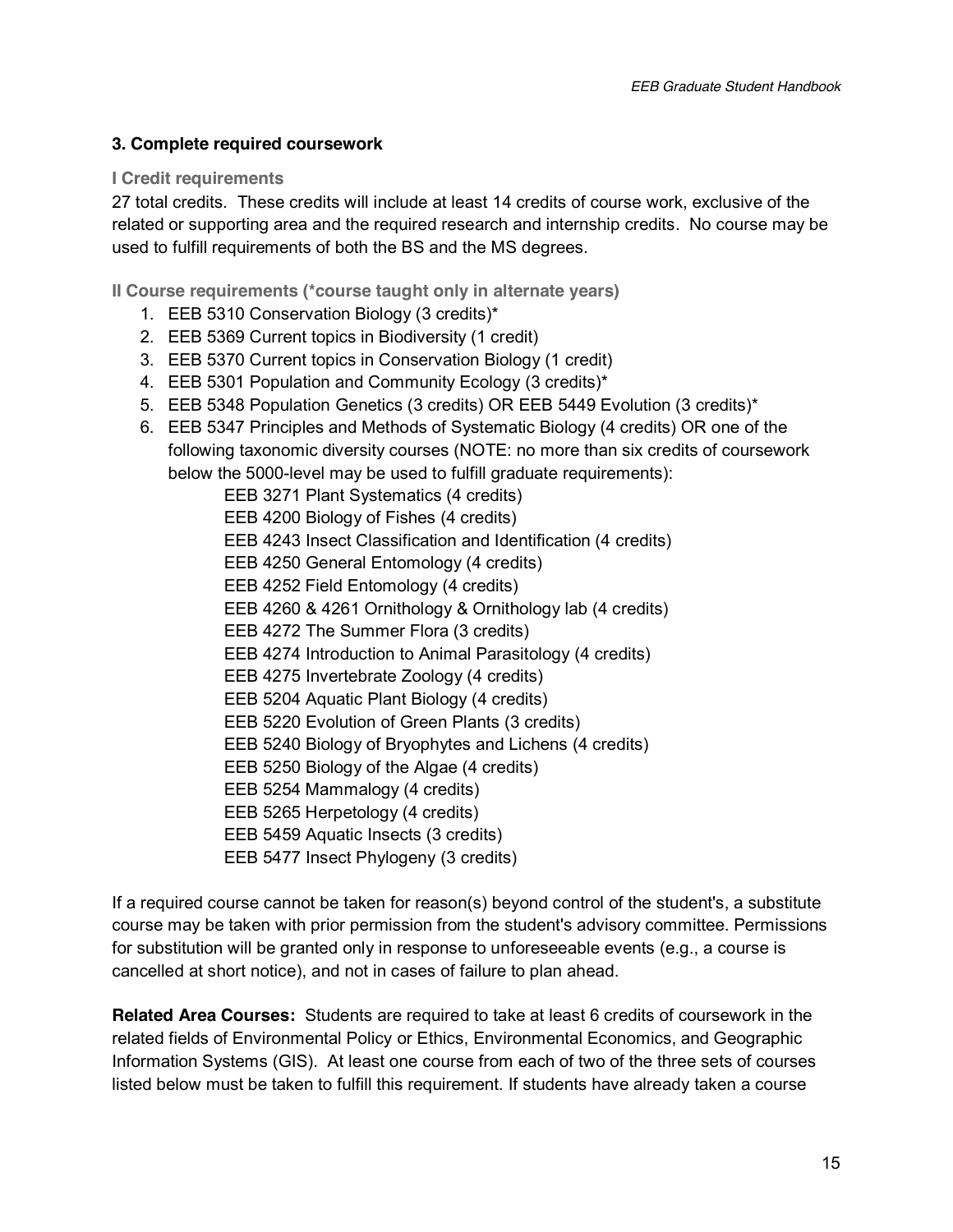### 3. Complete required coursework

**I Credit requirements**

27 total credits. These credits will include at least 14 credits of course work, exclusive of the related or supporting area and the required research and internship credits. No course may be used to fulfill requirements of both the BS and the MS degrees.

**II Course requirements (*course taught only in alternate years)**

1. EEB 5310 Conservation Biology (3 credits)*
2. EEB 5369 Current topics in Biodiversity (1 credit)
3. EEB 5370 Current topics in Conservation Biology (1 credit)
4. EEB 5301 Population and Community Ecology (3 credits)*
5. EEB 5348 Population Genetics (3 credits) OR EEB 5449 Evolution (3 credits)*
6. EEB 5347 Principles and Methods of Systematic Biology (4 credits) OR one of the following taxonomic diversity courses (NOTE: no more than six credits of coursework below the 5000-level may be used to fulfill graduate requirements):
   - EEB 3271 Plant Systematics (4 credits)
   - EEB 4200 Biology of Fishes (4 credits)
   - EEB 4243 Insect Classification and Identification (4 credits)
   - EEB 4250 General Entomology (4 credits)
   - EEB 4252 Field Entomology (4 credits)
   - EEB 4260 & 4261 Ornithology & Ornithology lab (4 credits)
   - EEB 4272 The Summer Flora (3 credits)
   - EEB 4274 Introduction to Animal Parasitology (4 credits)
   - EEB 4275 Invertebrate Zoology (4 credits)
   - EEB 5204 Aquatic Plant Biology (4 credits)
   - EEB 5220 Evolution of Green Plants (3 credits)
   - EEB 5240 Biology of Bryophytes and Lichens (4 credits)
   - EEB 5250 Biology of the Algae (4 credits)
   - EEB 5254 Mammalogy (4 credits)
   - EEB 5265 Herpetology (4 credits)
   - EEB 5459 Aquatic Insects (3 credits)
   - EEB 5477 Insect Phylogeny (3 credits)

If a required course cannot be taken for reason(s) beyond control of the student's, a substitute course may be taken with prior permission from the student's advisory committee. Permissions for substitution will be granted only in response to unforeseeable events (e.g., a course is cancelled at short notice), and not in cases of failure to plan ahead.

**Related Area Courses:** Students are required to take at least 6 credits of coursework in the related fields of Environmental Policy or Ethics, Environmental Economics, and Geographic Information Systems (GIS). At least one course from each of two of the three sets of courses listed below must be taken to fulfill this requirement. If students have already taken a course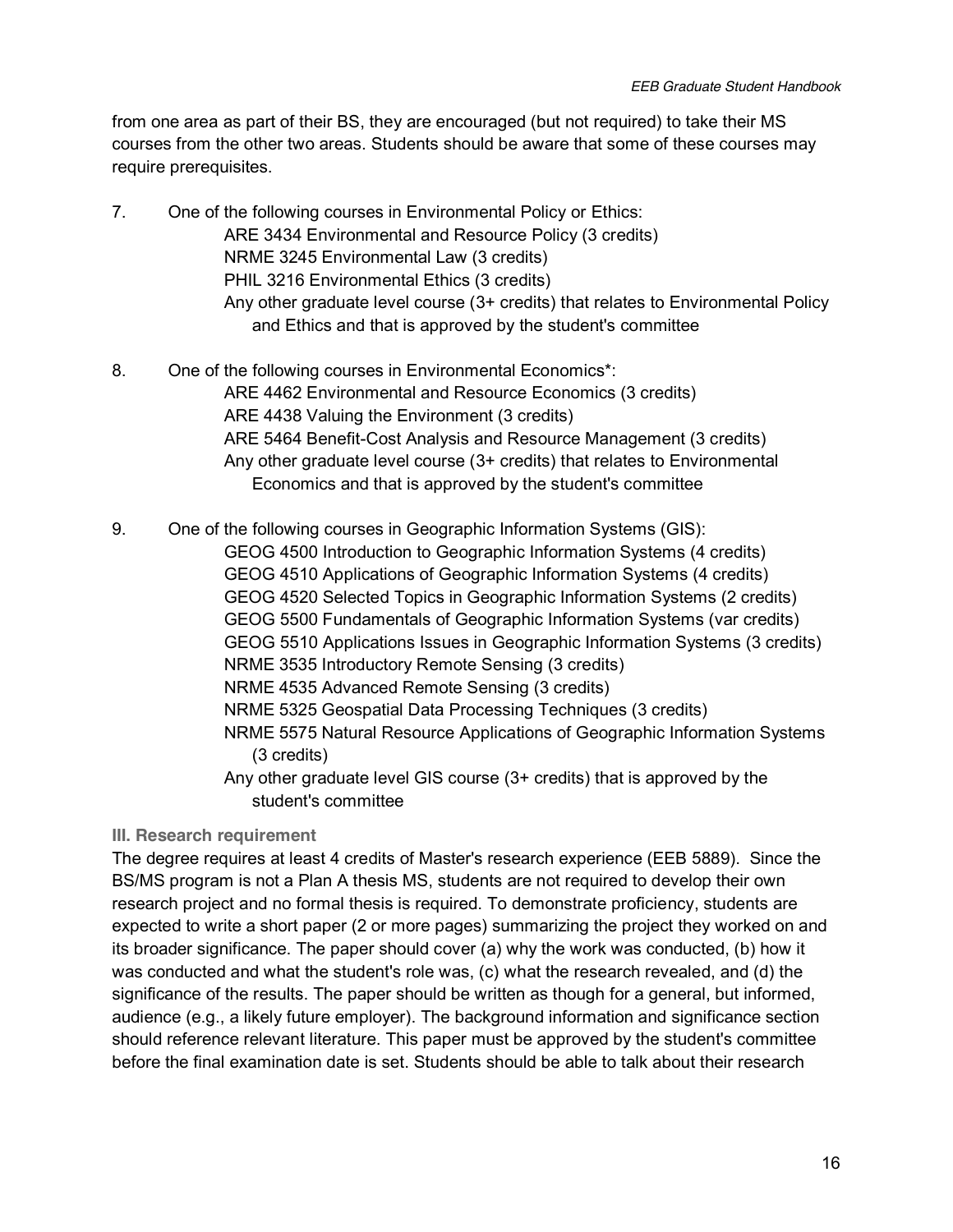from one area as part of their BS, they are encouraged (but not required) to take their MS courses from the other two areas. Students should be aware that some of these courses may require prerequisites.

7. One of the following courses in Environmental Policy or Ethics:
   - ARE 3434 Environmental and Resource Policy (3 credits)
   - NRME 3245 Environmental Law (3 credits)
   - PHIL 3216 Environmental Ethics (3 credits)
   - Any other graduate level course (3+ credits) that relates to Environmental Policy and Ethics and that is approved by the student's committee

8. One of the following courses in Environmental Economics*:
   - ARE 4462 Environmental and Resource Economics (3 credits)
   - ARE 4438 Valuing the Environment (3 credits)
   - ARE 5464 Benefit-Cost Analysis and Resource Management (3 credits)
   - Any other graduate level course (3+ credits) that relates to Environmental Economics and that is approved by the student's committee

9. One of the following courses in Geographic Information Systems (GIS):
   - GEOG 4500 Introduction to Geographic Information Systems (4 credits)
   - GEOG 4510 Applications of Geographic Information Systems (4 credits)
   - GEOG 4520 Selected Topics in Geographic Information Systems (2 credits)
   - GEOG 5500 Fundamentals of Geographic Information Systems (var credits)
   - GEOG 5510 Applications Issues in Geographic Information Systems (3 credits)
   - NRME 3535 Introductory Remote Sensing (3 credits)
   - NRME 4535 Advanced Remote Sensing (3 credits)
   - NRME 5325 Geospatial Data Processing Techniques (3 credits)
   - NRME 5575 Natural Resource Applications of Geographic Information Systems (3 credits)
   - Any other graduate level GIS course (3+ credits) that is approved by the student's committee

### III. Research requirement

The degree requires at least 4 credits of Master's research experience (EEB 5889). Since the BS/MS program is not a Plan A thesis MS, students are not required to develop their own research project and no formal thesis is required. To demonstrate proficiency, students are expected to write a short paper (2 or more pages) summarizing the project they worked on and its broader significance. The paper should cover (a) why the work was conducted, (b) how it was conducted and what the student's role was, (c) what the research revealed, and (d) the significance of the results. The paper should be written as though for a general, but informed, audience (e.g., a likely future employer). The background information and significance section should reference relevant literature. This paper must be approved by the student's committee before the final examination date is set. Students should be able to talk about their research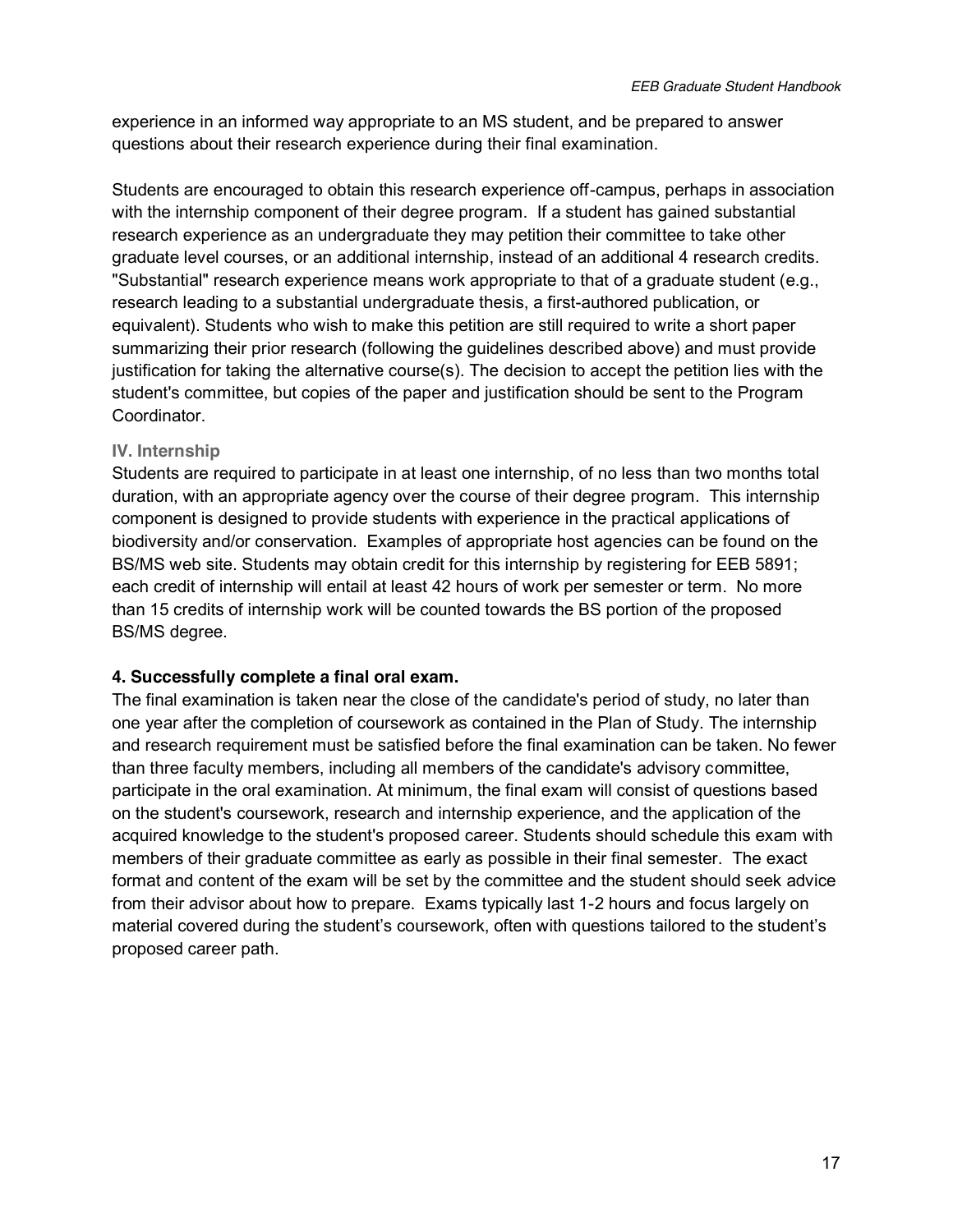experience in an informed way appropriate to an MS student, and be prepared to answer questions about their research experience during their final examination.

Students are encouraged to obtain this research experience off-campus, perhaps in association with the internship component of their degree program. If a student has gained substantial research experience as an undergraduate they may petition their committee to take other graduate level courses, or an additional internship, instead of an additional 4 research credits. "Substantial" research experience means work appropriate to that of a graduate student (e.g., research leading to a substantial undergraduate thesis, a first-authored publication, or equivalent). Students who wish to make this petition are still required to write a short paper summarizing their prior research (following the guidelines described above) and must provide justification for taking the alternative course(s). The decision to accept the petition lies with the student's committee, but copies of the paper and justification should be sent to the Program Coordinator.

#### IV. Internship

Students are required to participate in at least one internship, of no less than two months total duration, with an appropriate agency over the course of their degree program. This internship component is designed to provide students with experience in the practical applications of biodiversity and/or conservation. Examples of appropriate host agencies can be found on the BS/MS web site. Students may obtain credit for this internship by registering for EEB 5891; each credit of internship will entail at least 42 hours of work per semester or term. No more than 15 credits of internship work will be counted towards the BS portion of the proposed BS/MS degree.

### 4. Successfully complete a final oral exam.

The final examination is taken near the close of the candidate's period of study, no later than one year after the completion of coursework as contained in the Plan of Study. The internship and research requirement must be satisfied before the final examination can be taken. No fewer than three faculty members, including all members of the candidate's advisory committee, participate in the oral examination. At minimum, the final exam will consist of questions based on the student's coursework, research and internship experience, and the application of the acquired knowledge to the student's proposed career. Students should schedule this exam with members of their graduate committee as early as possible in their final semester. The exact format and content of the exam will be set by the committee and the student should seek advice from their advisor about how to prepare. Exams typically last 1-2 hours and focus largely on material covered during the student's coursework, often with questions tailored to the student's proposed career path.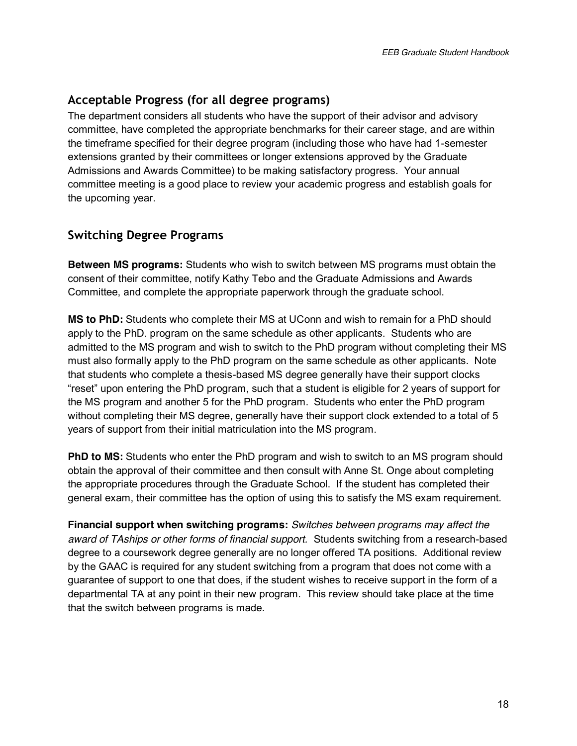## Acceptable Progress (for all degree programs)

The department considers all students who have the support of their advisor and advisory committee, have completed the appropriate benchmarks for their career stage, and are within the timeframe specified for their degree program (including those who have had 1-semester extensions granted by their committees or longer extensions approved by the Graduate Admissions and Awards Committee) to be making satisfactory progress. Your annual committee meeting is a good place to review your academic progress and establish goals for the upcoming year.

## Switching Degree Programs

**Between MS programs:** Students who wish to switch between MS programs must obtain the consent of their committee, notify Kathy Tebo and the Graduate Admissions and Awards Committee, and complete the appropriate paperwork through the graduate school.

**MS to PhD:** Students who complete their MS at UConn and wish to remain for a PhD should apply to the PhD. program on the same schedule as other applicants. Students who are admitted to the MS program and wish to switch to the PhD program without completing their MS must also formally apply to the PhD program on the same schedule as other applicants. Note that students who complete a thesis-based MS degree generally have their support clocks "reset" upon entering the PhD program, such that a student is eligible for 2 years of support for the MS program and another 5 for the PhD program. Students who enter the PhD program without completing their MS degree, generally have their support clock extended to a total of 5 years of support from their initial matriculation into the MS program.

**PhD to MS:** Students who enter the PhD program and wish to switch to an MS program should obtain the approval of their committee and then consult with Anne St. Onge about completing the appropriate procedures through the Graduate School. If the student has completed their general exam, their committee has the option of using this to satisfy the MS exam requirement.

**Financial support when switching programs:** *Switches between programs may affect the award of TAships or other forms of financial support.* Students switching from a research-based degree to a coursework degree generally are no longer offered TA positions. Additional review by the GAAC is required for any student switching from a program that does not come with a guarantee of support to one that does, if the student wishes to receive support in the form of a departmental TA at any point in their new program. This review should take place at the time that the switch between programs is made.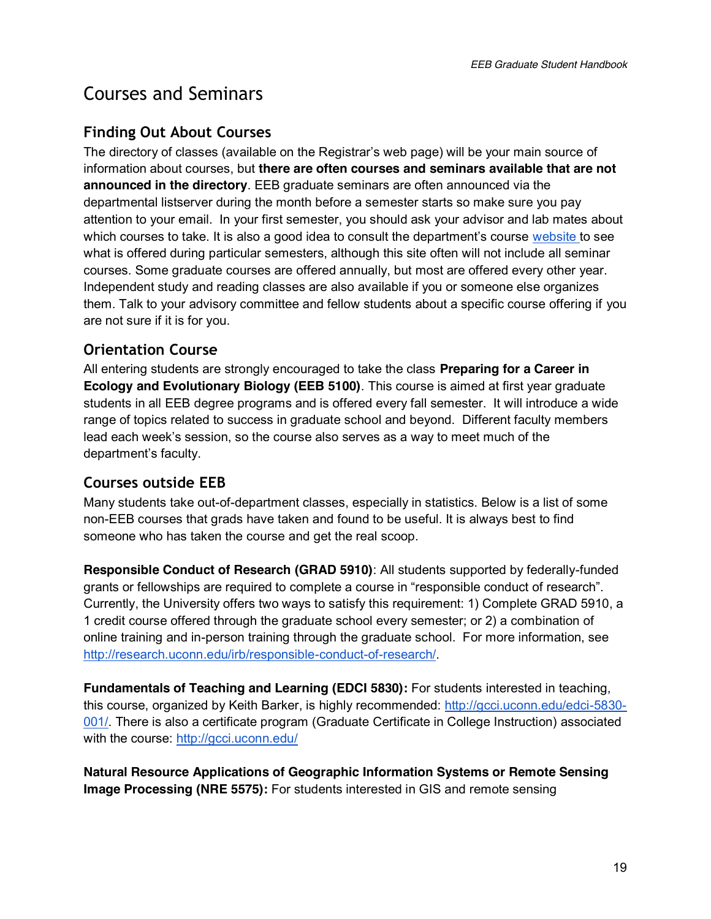# Courses and Seminars

## Finding Out About Courses

The directory of classes (available on the Registrar's web page) will be your main source of information about courses, but **there are often courses and seminars available that are not announced in the directory**. EEB graduate seminars are often announced via the departmental listserver during the month before a semester starts so make sure you pay attention to your email. In your first semester, you should ask your advisor and lab mates about which courses to take. It is also a good idea to consult the department's course website to see what is offered during particular semesters, although this site often will not include all seminar courses. Some graduate courses are offered annually, but most are offered every other year. Independent study and reading classes are also available if you or someone else organizes them. Talk to your advisory committee and fellow students about a specific course offering if you are not sure if it is for you.

## Orientation Course

All entering students are strongly encouraged to take the class **Preparing for a Career in Ecology and Evolutionary Biology (EEB 5100)**. This course is aimed at first year graduate students in all EEB degree programs and is offered every fall semester. It will introduce a wide range of topics related to success in graduate school and beyond. Different faculty members lead each week's session, so the course also serves as a way to meet much of the department's faculty.

## Courses outside EEB

Many students take out-of-department classes, especially in statistics. Below is a list of some non-EEB courses that grads have taken and found to be useful. It is always best to find someone who has taken the course and get the real scoop.

**Responsible Conduct of Research (GRAD 5910)**: All students supported by federally-funded grants or fellowships are required to complete a course in "responsible conduct of research". Currently, the University offers two ways to satisfy this requirement: 1) Complete GRAD 5910, a 1 credit course offered through the graduate school every semester; or 2) a combination of online training and in-person training through the graduate school. For more information, see http://research.uconn.edu/irb/responsible-conduct-of-research/.

**Fundamentals of Teaching and Learning (EDCI 5830):** For students interested in teaching, this course, organized by Keith Barker, is highly recommended: http://gcci.uconn.edu/edci-5830-001/. There is also a certificate program (Graduate Certificate in College Instruction) associated with the course: http://gcci.uconn.edu/

**Natural Resource Applications of Geographic Information Systems or Remote Sensing Image Processing (NRE 5575):** For students interested in GIS and remote sensing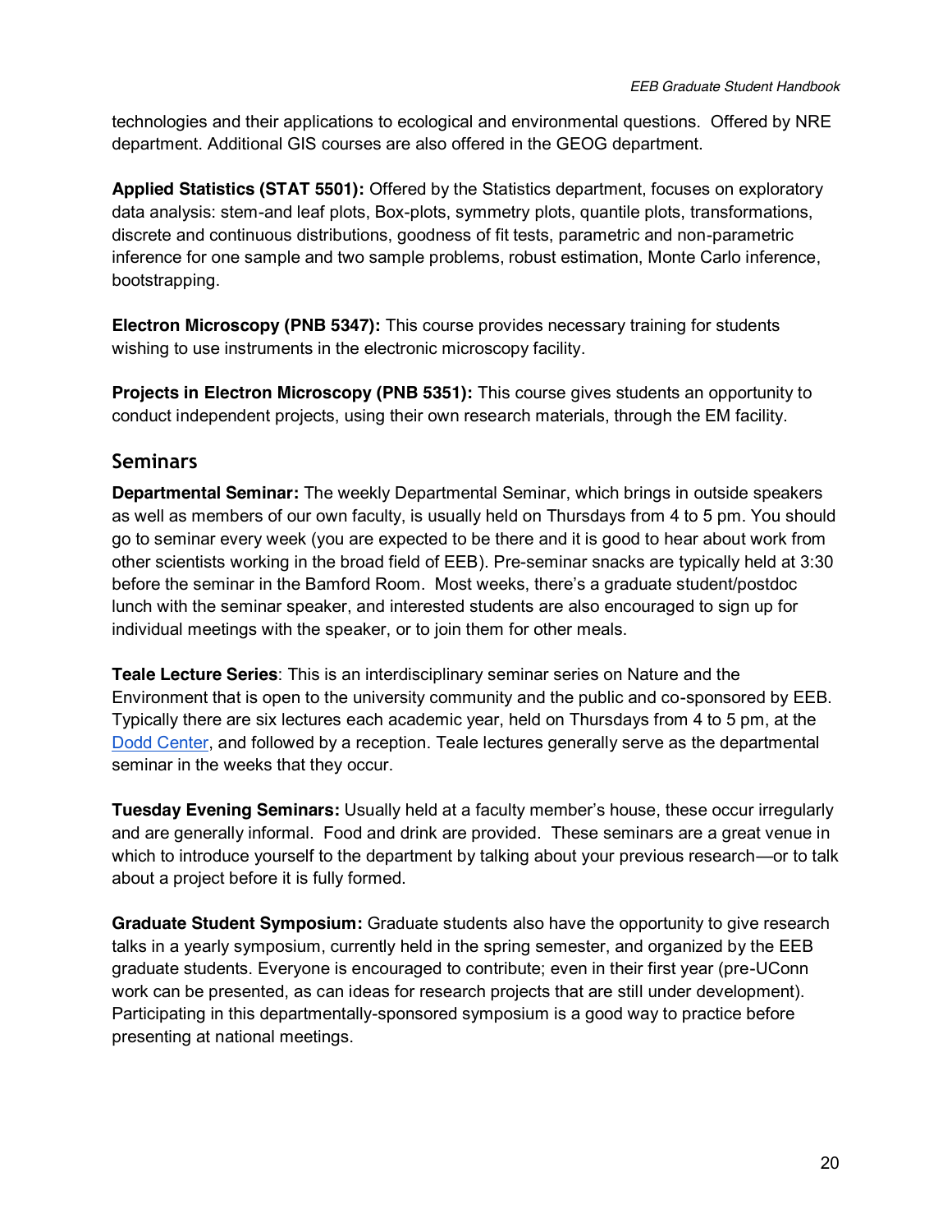technologies and their applications to ecological and environmental questions. Offered by NRE department. Additional GIS courses are also offered in the GEOG department.

**Applied Statistics (STAT 5501):** Offered by the Statistics department, focuses on exploratory data analysis: stem-and leaf plots, Box-plots, symmetry plots, quantile plots, transformations, discrete and continuous distributions, goodness of fit tests, parametric and non-parametric inference for one sample and two sample problems, robust estimation, Monte Carlo inference, bootstrapping.

**Electron Microscopy (PNB 5347):** This course provides necessary training for students wishing to use instruments in the electronic microscopy facility.

**Projects in Electron Microscopy (PNB 5351):** This course gives students an opportunity to conduct independent projects, using their own research materials, through the EM facility.

## Seminars

**Departmental Seminar:** The weekly Departmental Seminar, which brings in outside speakers as well as members of our own faculty, is usually held on Thursdays from 4 to 5 pm. You should go to seminar every week (you are expected to be there and it is good to hear about work from other scientists working in the broad field of EEB). Pre-seminar snacks are typically held at 3:30 before the seminar in the Bamford Room. Most weeks, there's a graduate student/postdoc lunch with the seminar speaker, and interested students are also encouraged to sign up for individual meetings with the speaker, or to join them for other meals.

**Teale Lecture Series**: This is an interdisciplinary seminar series on Nature and the Environment that is open to the university community and the public and co-sponsored by EEB. Typically there are six lectures each academic year, held on Thursdays from 4 to 5 pm, at the Dodd Center, and followed by a reception. Teale lectures generally serve as the departmental seminar in the weeks that they occur.

**Tuesday Evening Seminars:** Usually held at a faculty member's house, these occur irregularly and are generally informal. Food and drink are provided. These seminars are a great venue in which to introduce yourself to the department by talking about your previous research—or to talk about a project before it is fully formed.

**Graduate Student Symposium:** Graduate students also have the opportunity to give research talks in a yearly symposium, currently held in the spring semester, and organized by the EEB graduate students. Everyone is encouraged to contribute; even in their first year (pre-UConn work can be presented, as can ideas for research projects that are still under development). Participating in this departmentally-sponsored symposium is a good way to practice before presenting at national meetings.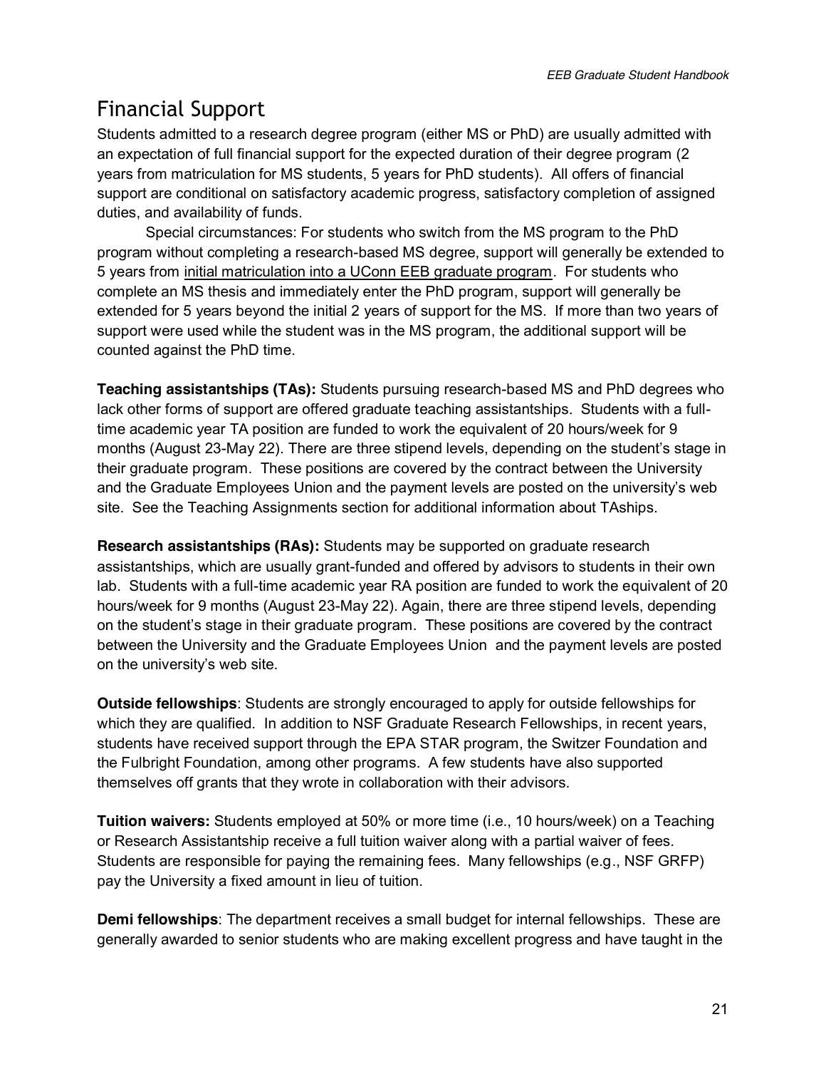## Financial Support

Students admitted to a research degree program (either MS or PhD) are usually admitted with an expectation of full financial support for the expected duration of their degree program (2 years from matriculation for MS students, 5 years for PhD students). All offers of financial support are conditional on satisfactory academic progress, satisfactory completion of assigned duties, and availability of funds.

Special circumstances: For students who switch from the MS program to the PhD program without completing a research-based MS degree, support will generally be extended to 5 years from <u>initial matriculation into a UConn EEB graduate program</u>. For students who complete an MS thesis and immediately enter the PhD program, support will generally be extended for 5 years beyond the initial 2 years of support for the MS. If more than two years of support were used while the student was in the MS program, the additional support will be counted against the PhD time.

**Teaching assistantships (TAs):** Students pursuing research-based MS and PhD degrees who lack other forms of support are offered graduate teaching assistantships. Students with a full-time academic year TA position are funded to work the equivalent of 20 hours/week for 9 months (August 23-May 22). There are three stipend levels, depending on the student's stage in their graduate program. These positions are covered by the contract between the University and the Graduate Employees Union and the payment levels are posted on the university's web site. See the Teaching Assignments section for additional information about TAships.

**Research assistantships (RAs):** Students may be supported on graduate research assistantships, which are usually grant-funded and offered by advisors to students in their own lab. Students with a full-time academic year RA position are funded to work the equivalent of 20 hours/week for 9 months (August 23-May 22). Again, there are three stipend levels, depending on the student's stage in their graduate program. These positions are covered by the contract between the University and the Graduate Employees Union and the payment levels are posted on the university's web site.

**Outside fellowships**: Students are strongly encouraged to apply for outside fellowships for which they are qualified. In addition to NSF Graduate Research Fellowships, in recent years, students have received support through the EPA STAR program, the Switzer Foundation and the Fulbright Foundation, among other programs. A few students have also supported themselves off grants that they wrote in collaboration with their advisors.

**Tuition waivers:** Students employed at 50% or more time (i.e., 10 hours/week) on a Teaching or Research Assistantship receive a full tuition waiver along with a partial waiver of fees. Students are responsible for paying the remaining fees. Many fellowships (e.g., NSF GRFP) pay the University a fixed amount in lieu of tuition.

**Demi fellowships**: The department receives a small budget for internal fellowships. These are generally awarded to senior students who are making excellent progress and have taught in the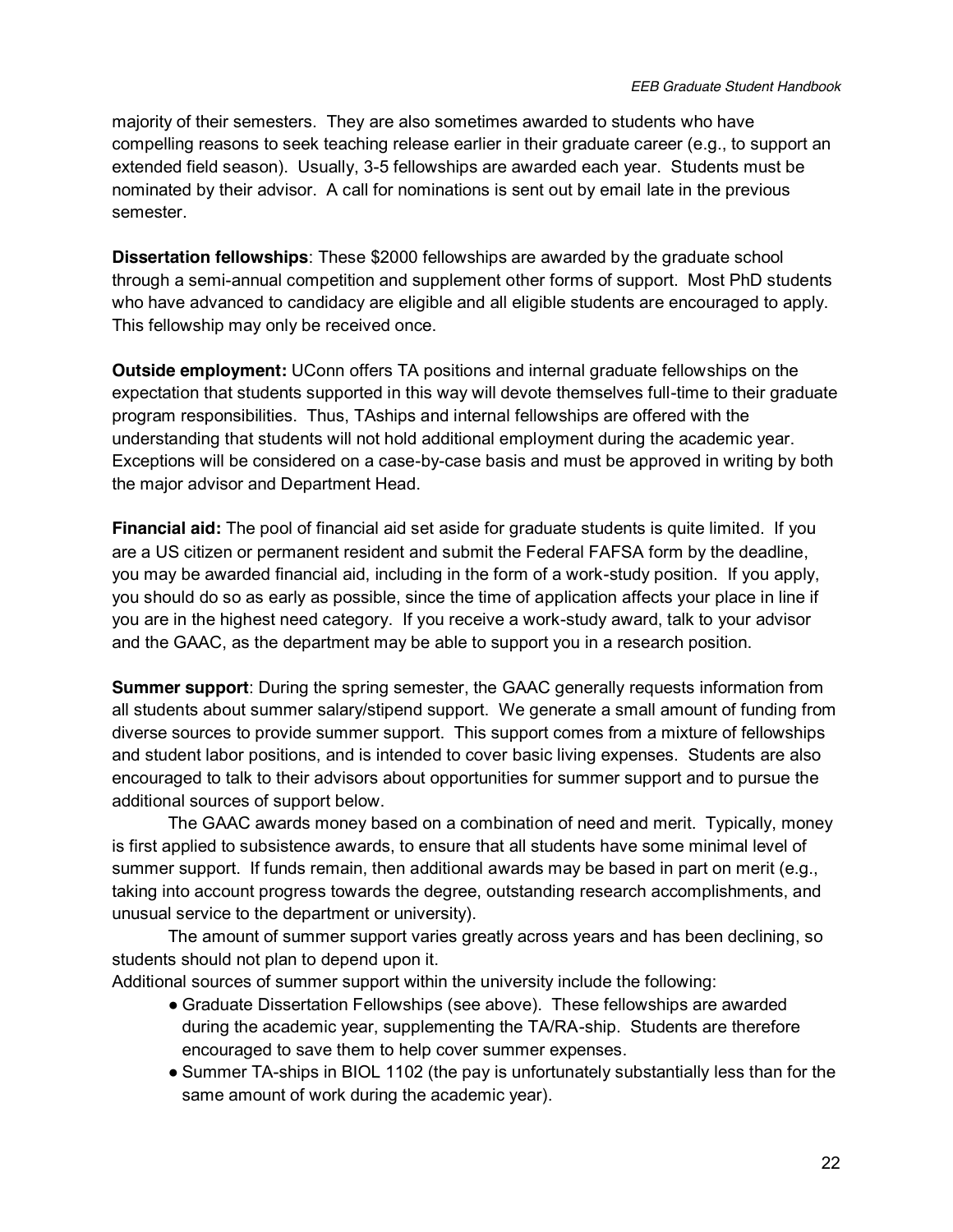majority of their semesters. They are also sometimes awarded to students who have compelling reasons to seek teaching release earlier in their graduate career (e.g., to support an extended field season). Usually, 3-5 fellowships are awarded each year. Students must be nominated by their advisor. A call for nominations is sent out by email late in the previous semester.

**Dissertation fellowships**: These $2000 fellowships are awarded by the graduate school through a semi-annual competition and supplement other forms of support. Most PhD students who have advanced to candidacy are eligible and all eligible students are encouraged to apply. This fellowship may only be received once.

**Outside employment:** UConn offers TA positions and internal graduate fellowships on the expectation that students supported in this way will devote themselves full-time to their graduate program responsibilities. Thus, TAships and internal fellowships are offered with the understanding that students will not hold additional employment during the academic year. Exceptions will be considered on a case-by-case basis and must be approved in writing by both the major advisor and Department Head.

**Financial aid:** The pool of financial aid set aside for graduate students is quite limited. If you are a US citizen or permanent resident and submit the Federal FAFSA form by the deadline, you may be awarded financial aid, including in the form of a work-study position. If you apply, you should do so as early as possible, since the time of application affects your place in line if you are in the highest need category. If you receive a work-study award, talk to your advisor and the GAAC, as the department may be able to support you in a research position.

**Summer support**: During the spring semester, the GAAC generally requests information from all students about summer salary/stipend support. We generate a small amount of funding from diverse sources to provide summer support. This support comes from a mixture of fellowships and student labor positions, and is intended to cover basic living expenses. Students are also encouraged to talk to their advisors about opportunities for summer support and to pursue the additional sources of support below.

The GAAC awards money based on a combination of need and merit. Typically, money is first applied to subsistence awards, to ensure that all students have some minimal level of summer support. If funds remain, then additional awards may be based in part on merit (e.g., taking into account progress towards the degree, outstanding research accomplishments, and unusual service to the department or university).

The amount of summer support varies greatly across years and has been declining, so students should not plan to depend upon it.

Additional sources of summer support within the university include the following:

- Graduate Dissertation Fellowships (see above). These fellowships are awarded during the academic year, supplementing the TA/RA-ship. Students are therefore encouraged to save them to help cover summer expenses.
- Summer TA-ships in BIOL 1102 (the pay is unfortunately substantially less than for the same amount of work during the academic year).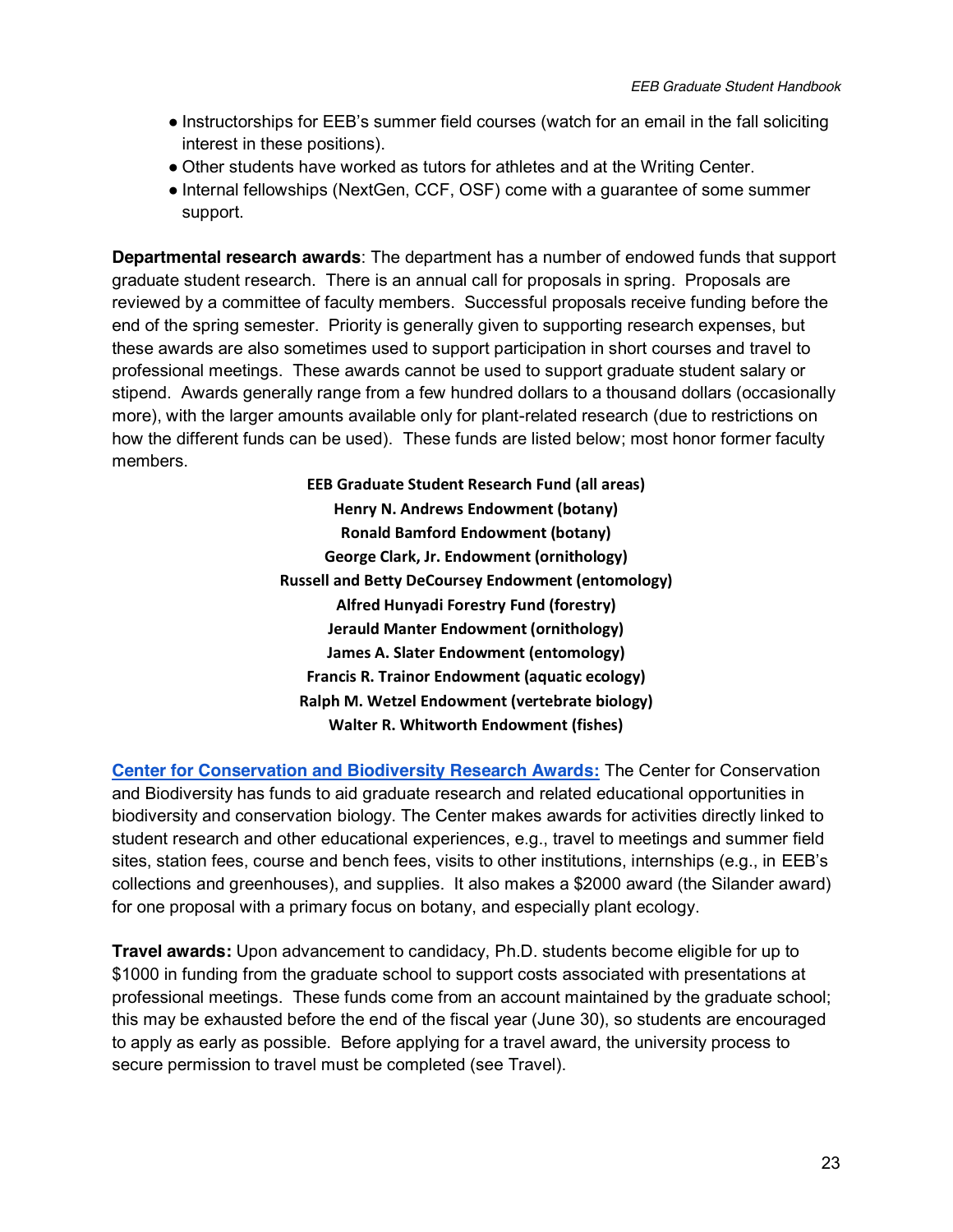- Instructorships for EEB's summer field courses (watch for an email in the fall soliciting interest in these positions).
- Other students have worked as tutors for athletes and at the Writing Center.
- Internal fellowships (NextGen, CCF, OSF) come with a guarantee of some summer support.

**Departmental research awards**: The department has a number of endowed funds that support graduate student research. There is an annual call for proposals in spring. Proposals are reviewed by a committee of faculty members. Successful proposals receive funding before the end of the spring semester. Priority is generally given to supporting research expenses, but these awards are also sometimes used to support participation in short courses and travel to professional meetings. These awards cannot be used to support graduate student salary or stipend. Awards generally range from a few hundred dollars to a thousand dollars (occasionally more), with the larger amounts available only for plant-related research (due to restrictions on how the different funds can be used). These funds are listed below; most honor former faculty members.

**EEB Graduate Student Research Fund (all areas)**
**Henry N. Andrews Endowment (botany)**
**Ronald Bamford Endowment (botany)**
**George Clark, Jr. Endowment (ornithology)**
**Russell and Betty DeCoursey Endowment (entomology)**
**Alfred Hunyadi Forestry Fund (forestry)**
**Jerauld Manter Endowment (ornithology)**
**James A. Slater Endowment (entomology)**
**Francis R. Trainor Endowment (aquatic ecology)**
**Ralph M. Wetzel Endowment (vertebrate biology)**
**Walter R. Whitworth Endowment (fishes)**

**Center for Conservation and Biodiversity Research Awards:** The Center for Conservation and Biodiversity has funds to aid graduate research and related educational opportunities in biodiversity and conservation biology. The Center makes awards for activities directly linked to student research and other educational experiences, e.g., travel to meetings and summer field sites, station fees, course and bench fees, visits to other institutions, internships (e.g., in EEB's collections and greenhouses), and supplies. It also makes a $2000 award (the Silander award) for one proposal with a primary focus on botany, and especially plant ecology.

**Travel awards:** Upon advancement to candidacy, Ph.D. students become eligible for up to $1000 in funding from the graduate school to support costs associated with presentations at professional meetings. These funds come from an account maintained by the graduate school; this may be exhausted before the end of the fiscal year (June 30), so students are encouraged to apply as early as possible. Before applying for a travel award, the university process to secure permission to travel must be completed (see Travel).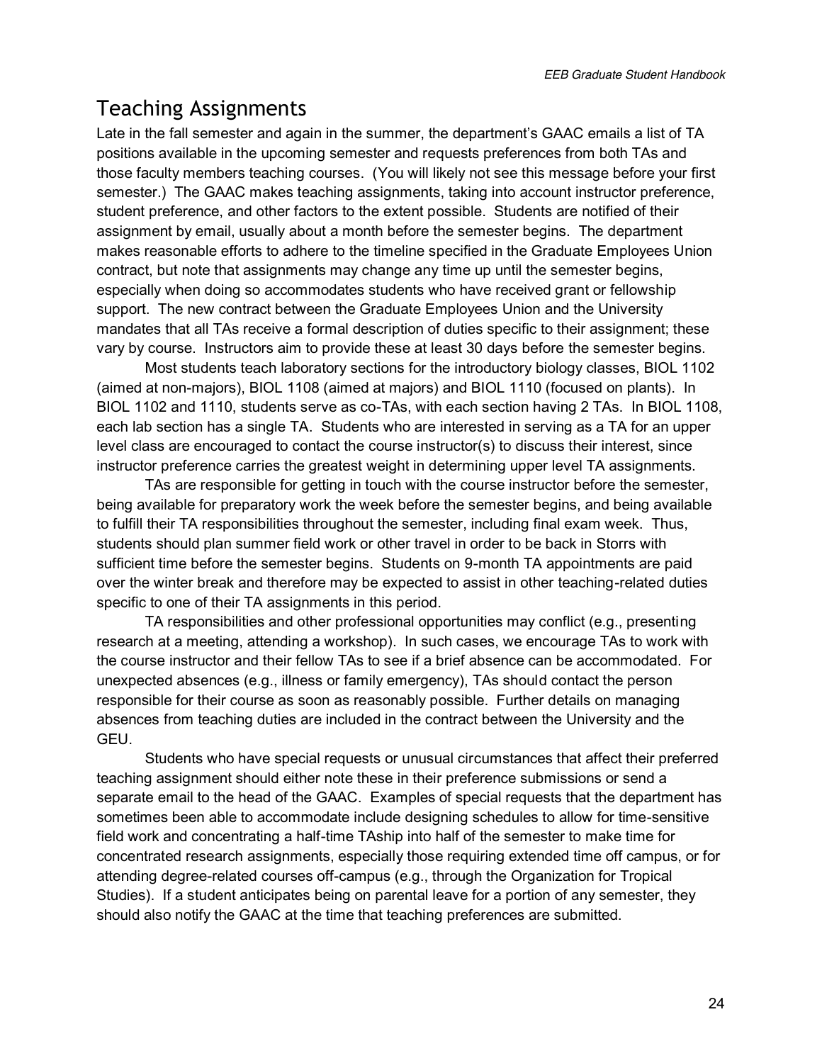# Teaching Assignments

Late in the fall semester and again in the summer, the department's GAAC emails a list of TA positions available in the upcoming semester and requests preferences from both TAs and those faculty members teaching courses. (You will likely not see this message before your first semester.) The GAAC makes teaching assignments, taking into account instructor preference, student preference, and other factors to the extent possible. Students are notified of their assignment by email, usually about a month before the semester begins. The department makes reasonable efforts to adhere to the timeline specified in the Graduate Employees Union contract, but note that assignments may change any time up until the semester begins, especially when doing so accommodates students who have received grant or fellowship support. The new contract between the Graduate Employees Union and the University mandates that all TAs receive a formal description of duties specific to their assignment; these vary by course. Instructors aim to provide these at least 30 days before the semester begins.

Most students teach laboratory sections for the introductory biology classes, BIOL 1102 (aimed at non-majors), BIOL 1108 (aimed at majors) and BIOL 1110 (focused on plants). In BIOL 1102 and 1110, students serve as co-TAs, with each section having 2 TAs. In BIOL 1108, each lab section has a single TA. Students who are interested in serving as a TA for an upper level class are encouraged to contact the course instructor(s) to discuss their interest, since instructor preference carries the greatest weight in determining upper level TA assignments.

TAs are responsible for getting in touch with the course instructor before the semester, being available for preparatory work the week before the semester begins, and being available to fulfill their TA responsibilities throughout the semester, including final exam week. Thus, students should plan summer field work or other travel in order to be back in Storrs with sufficient time before the semester begins. Students on 9-month TA appointments are paid over the winter break and therefore may be expected to assist in other teaching-related duties specific to one of their TA assignments in this period.

TA responsibilities and other professional opportunities may conflict (e.g., presenting research at a meeting, attending a workshop). In such cases, we encourage TAs to work with the course instructor and their fellow TAs to see if a brief absence can be accommodated. For unexpected absences (e.g., illness or family emergency), TAs should contact the person responsible for their course as soon as reasonably possible. Further details on managing absences from teaching duties are included in the contract between the University and the GEU.

Students who have special requests or unusual circumstances that affect their preferred teaching assignment should either note these in their preference submissions or send a separate email to the head of the GAAC. Examples of special requests that the department has sometimes been able to accommodate include designing schedules to allow for time-sensitive field work and concentrating a half-time TAship into half of the semester to make time for concentrated research assignments, especially those requiring extended time off campus, or for attending degree-related courses off-campus (e.g., through the Organization for Tropical Studies). If a student anticipates being on parental leave for a portion of any semester, they should also notify the GAAC at the time that teaching preferences are submitted.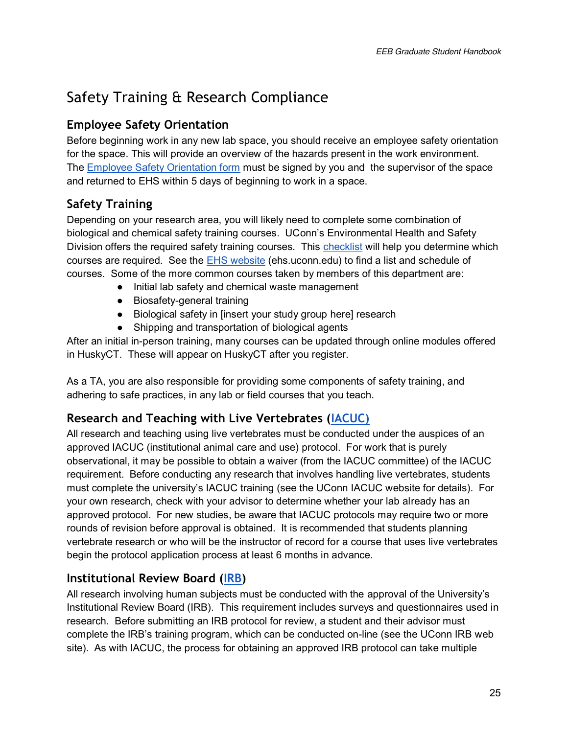# Safety Training & Research Compliance

## Employee Safety Orientation

Before beginning work in any new lab space, you should receive an employee safety orientation for the space. This will provide an overview of the hazards present in the work environment. The Employee Safety Orientation form must be signed by you and the supervisor of the space and returned to EHS within 5 days of beginning to work in a space.

## Safety Training

Depending on your research area, you will likely need to complete some combination of biological and chemical safety training courses. UConn's Environmental Health and Safety Division offers the required safety training courses. This checklist will help you determine which courses are required. See the EHS website (ehs.uconn.edu) to find a list and schedule of courses. Some of the more common courses taken by members of this department are:

- Initial lab safety and chemical waste management
- Biosafety-general training
- Biological safety in [insert your study group here] research
- Shipping and transportation of biological agents

After an initial in-person training, many courses can be updated through online modules offered in HuskyCT. These will appear on HuskyCT after you register.

As a TA, you are also responsible for providing some components of safety training, and adhering to safe practices, in any lab or field courses that you teach.

## Research and Teaching with Live Vertebrates (IACUC)

All research and teaching using live vertebrates must be conducted under the auspices of an approved IACUC (institutional animal care and use) protocol. For work that is purely observational, it may be possible to obtain a waiver (from the IACUC committee) of the IACUC requirement. Before conducting any research that involves handling live vertebrates, students must complete the university's IACUC training (see the UConn IACUC website for details). For your own research, check with your advisor to determine whether your lab already has an approved protocol. For new studies, be aware that IACUC protocols may require two or more rounds of revision before approval is obtained. It is recommended that students planning vertebrate research or who will be the instructor of record for a course that uses live vertebrates begin the protocol application process at least 6 months in advance.

## Institutional Review Board (IRB)

All research involving human subjects must be conducted with the approval of the University's Institutional Review Board (IRB). This requirement includes surveys and questionnaires used in research. Before submitting an IRB protocol for review, a student and their advisor must complete the IRB's training program, which can be conducted on-line (see the UConn IRB web site). As with IACUC, the process for obtaining an approved IRB protocol can take multiple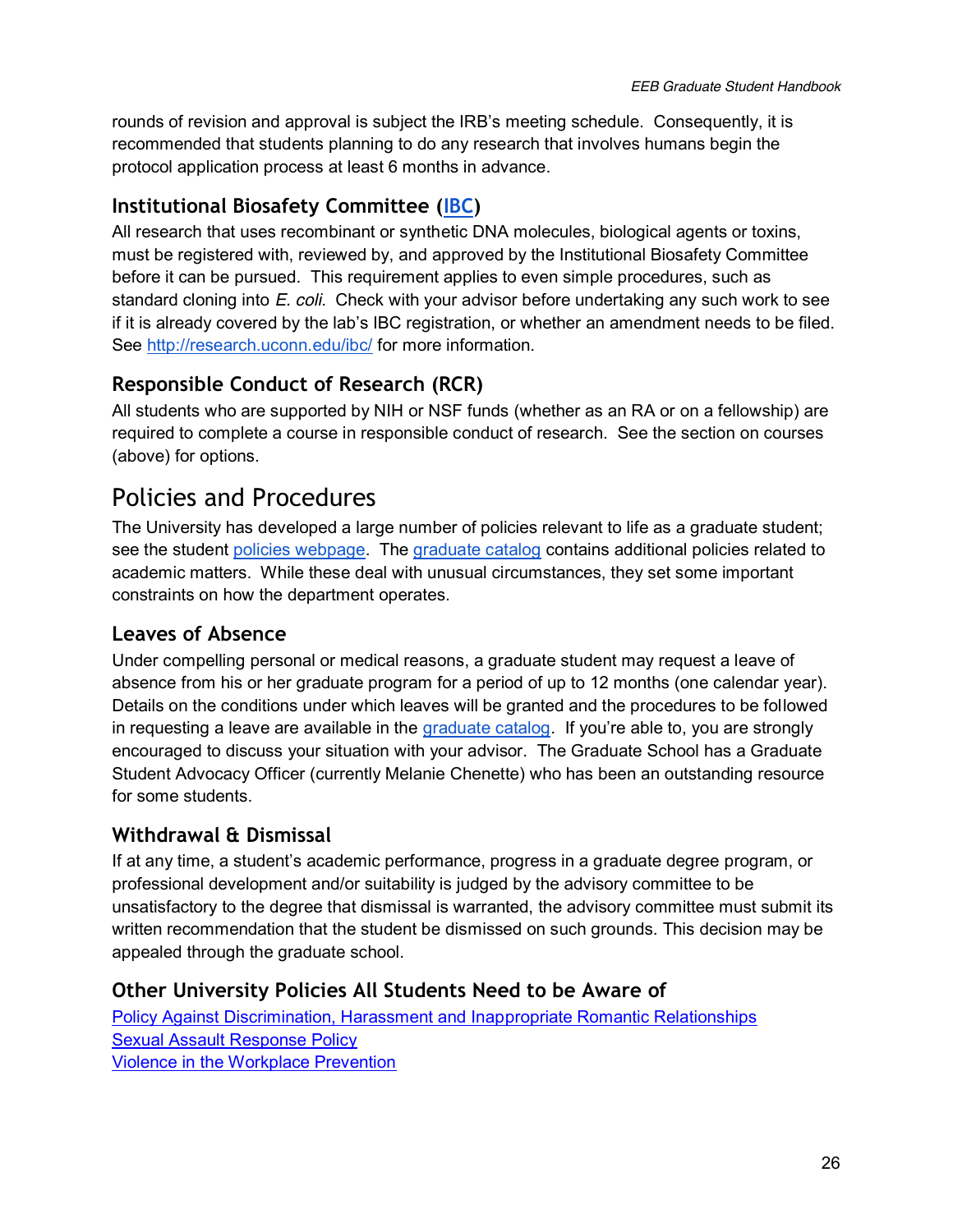rounds of revision and approval is subject the IRB's meeting schedule. Consequently, it is recommended that students planning to do any research that involves humans begin the protocol application process at least 6 months in advance.

### Institutional Biosafety Committee (IBC)

All research that uses recombinant or synthetic DNA molecules, biological agents or toxins, must be registered with, reviewed by, and approved by the Institutional Biosafety Committee before it can be pursued. This requirement applies to even simple procedures, such as standard cloning into *E. coli*. Check with your advisor before undertaking any such work to see if it is already covered by the lab's IBC registration, or whether an amendment needs to be filed. See http://research.uconn.edu/ibc/ for more information.

### Responsible Conduct of Research (RCR)

All students who are supported by NIH or NSF funds (whether as an RA or on a fellowship) are required to complete a course in responsible conduct of research. See the section on courses (above) for options.

## Policies and Procedures

The University has developed a large number of policies relevant to life as a graduate student; see the student policies webpage. The graduate catalog contains additional policies related to academic matters. While these deal with unusual circumstances, they set some important constraints on how the department operates.

### Leaves of Absence

Under compelling personal or medical reasons, a graduate student may request a leave of absence from his or her graduate program for a period of up to 12 months (one calendar year). Details on the conditions under which leaves will be granted and the procedures to be followed in requesting a leave are available in the graduate catalog. If you're able to, you are strongly encouraged to discuss your situation with your advisor. The Graduate School has a Graduate Student Advocacy Officer (currently Melanie Chenette) who has been an outstanding resource for some students.

### Withdrawal & Dismissal

If at any time, a student's academic performance, progress in a graduate degree program, or professional development and/or suitability is judged by the advisory committee to be unsatisfactory to the degree that dismissal is warranted, the advisory committee must submit its written recommendation that the student be dismissed on such grounds. This decision may be appealed through the graduate school.

### Other University Policies All Students Need to be Aware of

Policy Against Discrimination, Harassment and Inappropriate Romantic Relationships
Sexual Assault Response Policy
Violence in the Workplace Prevention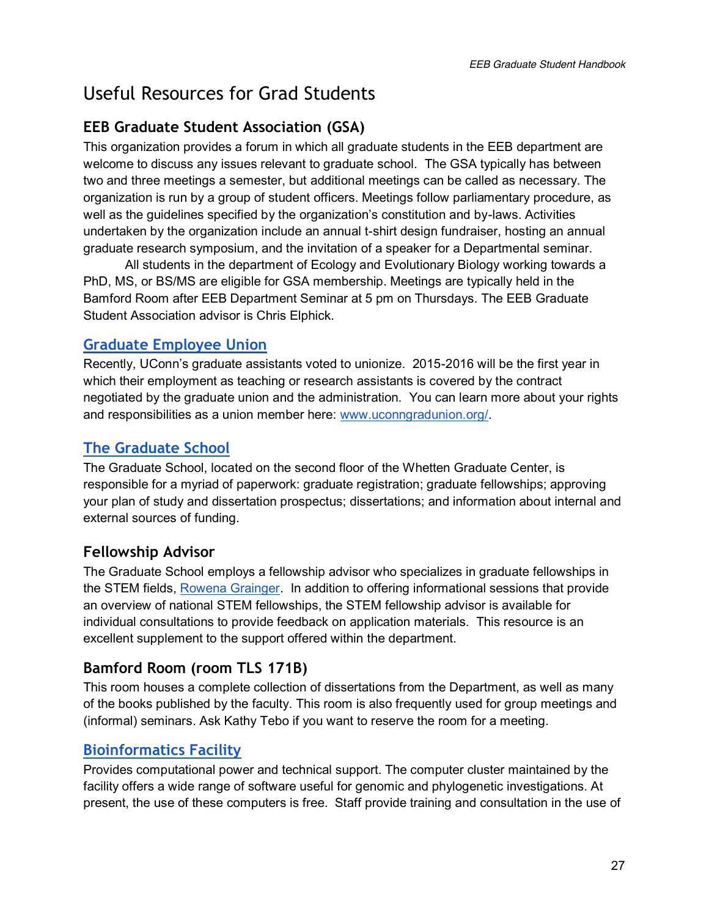# Useful Resources for Grad Students

## EEB Graduate Student Association (GSA)

This organization provides a forum in which all graduate students in the EEB department are welcome to discuss any issues relevant to graduate school. The GSA typically has between two and three meetings a semester, but additional meetings can be called as necessary. The organization is run by a group of student officers. Meetings follow parliamentary procedure, as well as the guidelines specified by the organization's constitution and by-laws. Activities undertaken by the organization include an annual t-shirt design fundraiser, hosting an annual graduate research symposium, and the invitation of a speaker for a Departmental seminar.

All students in the department of Ecology and Evolutionary Biology working towards a PhD, MS, or BS/MS are eligible for GSA membership. Meetings are typically held in the Bamford Room after EEB Department Seminar at 5 pm on Thursdays. The EEB Graduate Student Association advisor is Chris Elphick.

## Graduate Employee Union

Recently, UConn's graduate assistants voted to unionize. 2015-2016 will be the first year in which their employment as teaching or research assistants is covered by the contract negotiated by the graduate union and the administration. You can learn more about your rights and responsibilities as a union member here: www.uconngradunion.org/.

## The Graduate School

The Graduate School, located on the second floor of the Whetten Graduate Center, is responsible for a myriad of paperwork: graduate registration; graduate fellowships; approving your plan of study and dissertation prospectus; dissertations; and information about internal and external sources of funding.

### Fellowship Advisor

The Graduate School employs a fellowship advisor who specializes in graduate fellowships in the STEM fields, Rowena Grainger. In addition to offering informational sessions that provide an overview of national STEM fellowships, the STEM fellowship advisor is available for individual consultations to provide feedback on application materials. This resource is an excellent supplement to the support offered within the department.

## Bamford Room (room TLS 171B)

This room houses a complete collection of dissertations from the Department, as well as many of the books published by the faculty. This room is also frequently used for group meetings and (informal) seminars. Ask Kathy Tebo if you want to reserve the room for a meeting.

## Bioinformatics Facility

Provides computational power and technical support. The computer cluster maintained by the facility offers a wide range of software useful for genomic and phylogenetic investigations. At present, the use of these computers is free. Staff provide training and consultation in the use of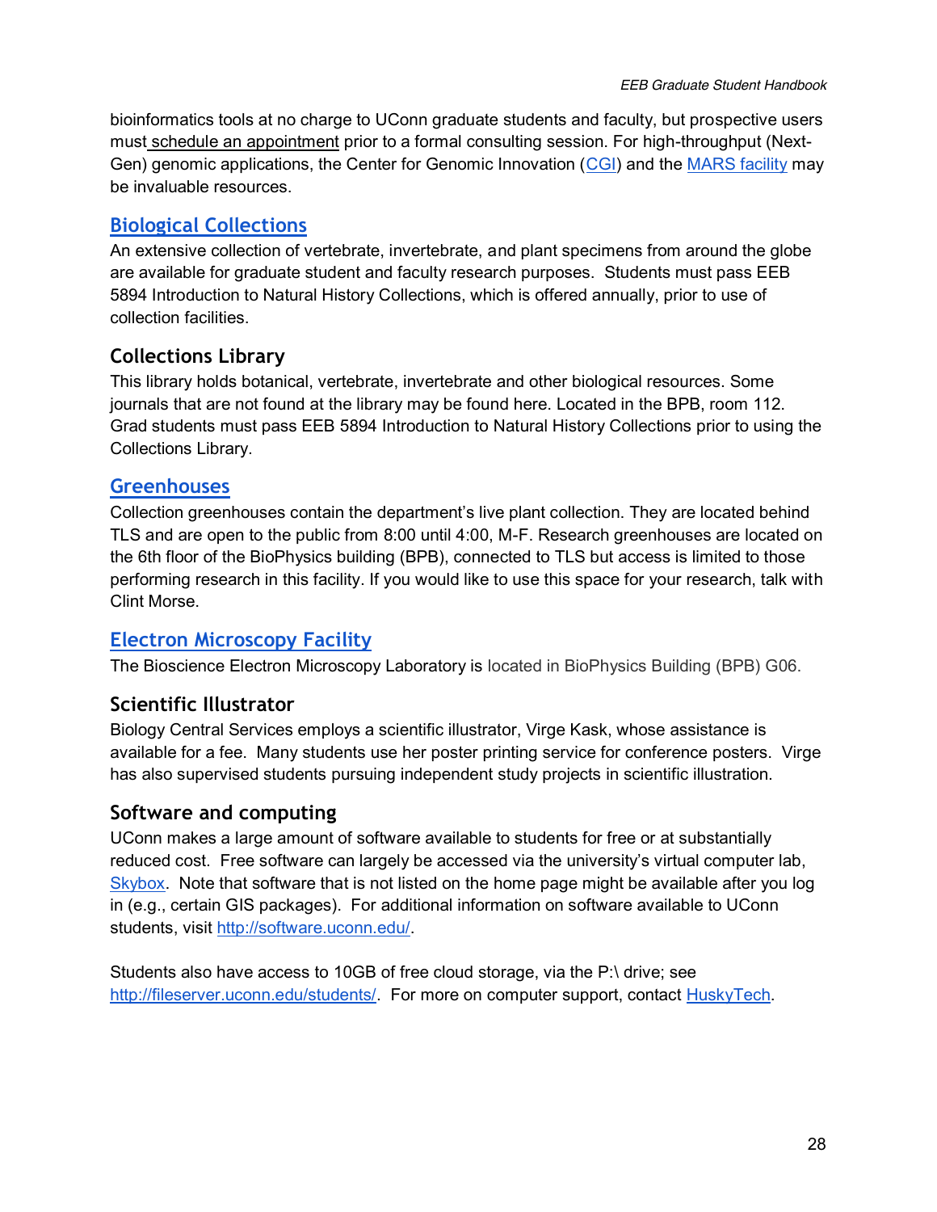bioinformatics tools at no charge to UConn graduate students and faculty, but prospective users must schedule an appointment prior to a formal consulting session. For high-throughput (Next-Gen) genomic applications, the Center for Genomic Innovation (CGI) and the MARS facility may be invaluable resources.

## Biological Collections

An extensive collection of vertebrate, invertebrate, and plant specimens from around the globe are available for graduate student and faculty research purposes. Students must pass EEB 5894 Introduction to Natural History Collections, which is offered annually, prior to use of collection facilities.

## Collections Library

This library holds botanical, vertebrate, invertebrate and other biological resources. Some journals that are not found at the library may be found here. Located in the BPB, room 112. Grad students must pass EEB 5894 Introduction to Natural History Collections prior to using the Collections Library.

## Greenhouses

Collection greenhouses contain the department's live plant collection. They are located behind TLS and are open to the public from 8:00 until 4:00, M-F. Research greenhouses are located on the 6th floor of the BioPhysics building (BPB), connected to TLS but access is limited to those performing research in this facility. If you would like to use this space for your research, talk with Clint Morse.

## Electron Microscopy Facility

The Bioscience Electron Microscopy Laboratory is located in BioPhysics Building (BPB) G06.

## Scientific Illustrator

Biology Central Services employs a scientific illustrator, Virge Kask, whose assistance is available for a fee. Many students use her poster printing service for conference posters. Virge has also supervised students pursuing independent study projects in scientific illustration.

## Software and computing

UConn makes a large amount of software available to students for free or at substantially reduced cost. Free software can largely be accessed via the university's virtual computer lab, Skybox. Note that software that is not listed on the home page might be available after you log in (e.g., certain GIS packages). For additional information on software available to UConn students, visit http://software.uconn.edu/.

Students also have access to 10GB of free cloud storage, via the P:\ drive; see http://fileserver.uconn.edu/students/. For more on computer support, contact HuskyTech.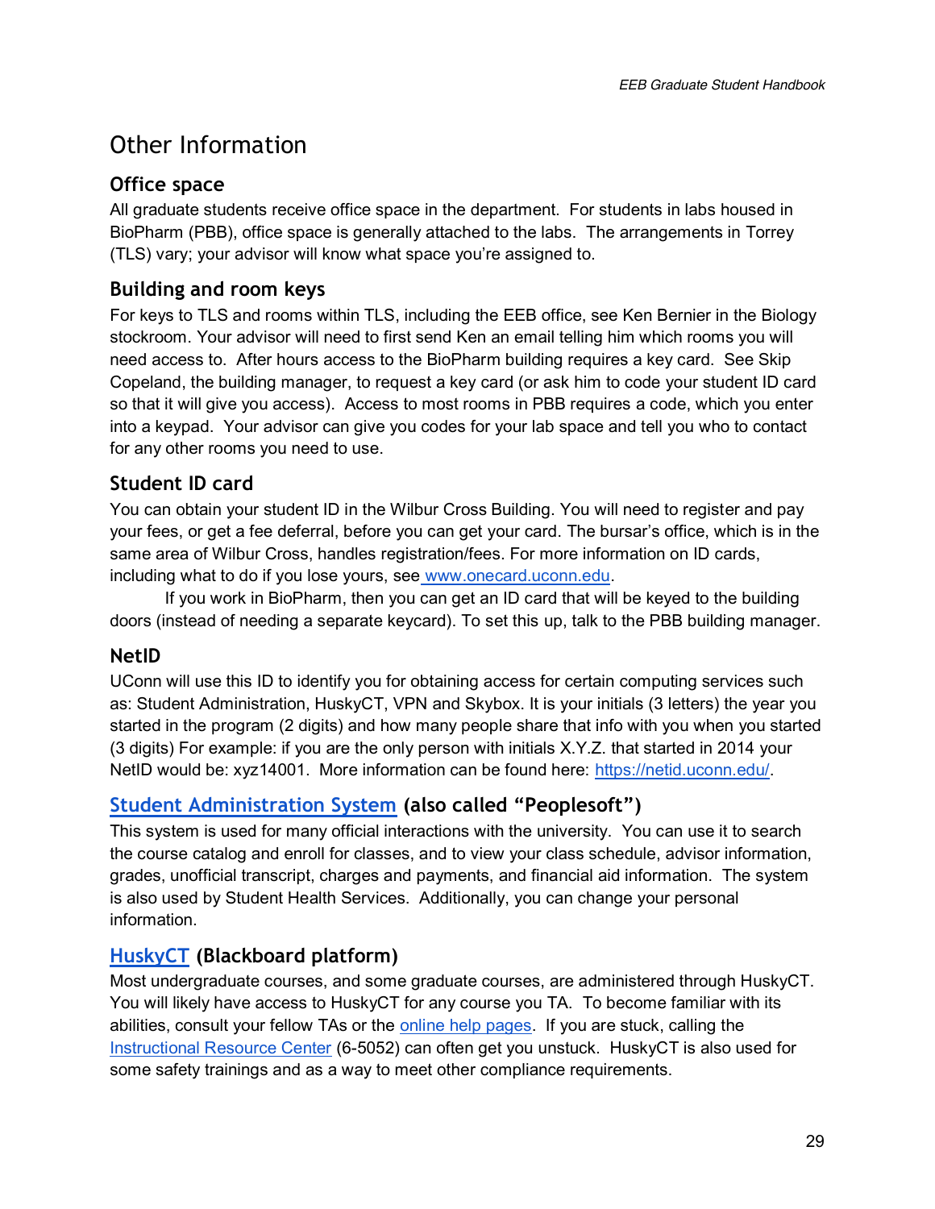# Other Information

## Office space

All graduate students receive office space in the department. For students in labs housed in BioPharm (PBB), office space is generally attached to the labs. The arrangements in Torrey (TLS) vary; your advisor will know what space you're assigned to.

## Building and room keys

For keys to TLS and rooms within TLS, including the EEB office, see Ken Bernier in the Biology stockroom. Your advisor will need to first send Ken an email telling him which rooms you will need access to. After hours access to the BioPharm building requires a key card. See Skip Copeland, the building manager, to request a key card (or ask him to code your student ID card so that it will give you access). Access to most rooms in PBB requires a code, which you enter into a keypad. Your advisor can give you codes for your lab space and tell you who to contact for any other rooms you need to use.

## Student ID card

You can obtain your student ID in the Wilbur Cross Building. You will need to register and pay your fees, or get a fee deferral, before you can get your card. The bursar's office, which is in the same area of Wilbur Cross, handles registration/fees. For more information on ID cards, including what to do if you lose yours, see www.onecard.uconn.edu.

If you work in BioPharm, then you can get an ID card that will be keyed to the building doors (instead of needing a separate keycard). To set this up, talk to the PBB building manager.

## NetID

UConn will use this ID to identify you for obtaining access for certain computing services such as: Student Administration, HuskyCT, VPN and Skybox. It is your initials (3 letters) the year you started in the program (2 digits) and how many people share that info with you when you started (3 digits) For example: if you are the only person with initials X.Y.Z. that started in 2014 your NetID would be: xyz14001. More information can be found here: https://netid.uconn.edu/.

## Student Administration System (also called "Peoplesoft")

This system is used for many official interactions with the university. You can use it to search the course catalog and enroll for classes, and to view your class schedule, advisor information, grades, unofficial transcript, charges and payments, and financial aid information. The system is also used by Student Health Services. Additionally, you can change your personal information.

## HuskyCT (Blackboard platform)

Most undergraduate courses, and some graduate courses, are administered through HuskyCT. You will likely have access to HuskyCT for any course you TA. To become familiar with its abilities, consult your fellow TAs or the online help pages. If you are stuck, calling the Instructional Resource Center (6-5052) can often get you unstuck. HuskyCT is also used for some safety trainings and as a way to meet other compliance requirements.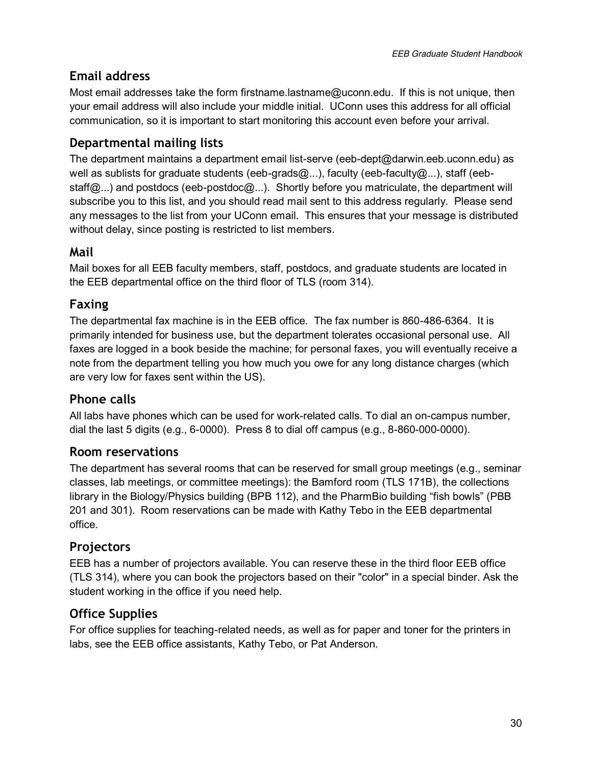## Email address

Most email addresses take the form firstname.lastname@uconn.edu. If this is not unique, then your email address will also include your middle initial. UConn uses this address for all official communication, so it is important to start monitoring this account even before your arrival.

## Departmental mailing lists

The department maintains a department email list-serve (eeb-dept@darwin.eeb.uconn.edu) as well as sublists for graduate students (eeb-grads@...), faculty (eeb-faculty@...), staff (eeb-staff@...) and postdocs (eeb-postdoc@...). Shortly before you matriculate, the department will subscribe you to this list, and you should read mail sent to this address regularly. Please send any messages to the list from your UConn email. This ensures that your message is distributed without delay, since posting is restricted to list members.

## Mail

Mail boxes for all EEB faculty members, staff, postdocs, and graduate students are located in the EEB departmental office on the third floor of TLS (room 314).

## Faxing

The departmental fax machine is in the EEB office. The fax number is 860-486-6364. It is primarily intended for business use, but the department tolerates occasional personal use. All faxes are logged in a book beside the machine; for personal faxes, you will eventually receive a note from the department telling you how much you owe for any long distance charges (which are very low for faxes sent within the US).

## Phone calls

All labs have phones which can be used for work-related calls. To dial an on-campus number, dial the last 5 digits (e.g., 6-0000). Press 8 to dial off campus (e.g., 8-860-000-0000).

## Room reservations

The department has several rooms that can be reserved for small group meetings (e.g., seminar classes, lab meetings, or committee meetings): the Bamford room (TLS 171B), the collections library in the Biology/Physics building (BPB 112), and the PharmBio building "fish bowls" (PBB 201 and 301). Room reservations can be made with Kathy Tebo in the EEB departmental office.

## Projectors

EEB has a number of projectors available. You can reserve these in the third floor EEB office (TLS 314), where you can book the projectors based on their "color" in a special binder. Ask the student working in the office if you need help.

## Office Supplies

For office supplies for teaching-related needs, as well as for paper and toner for the printers in labs, see the EEB office assistants, Kathy Tebo, or Pat Anderson.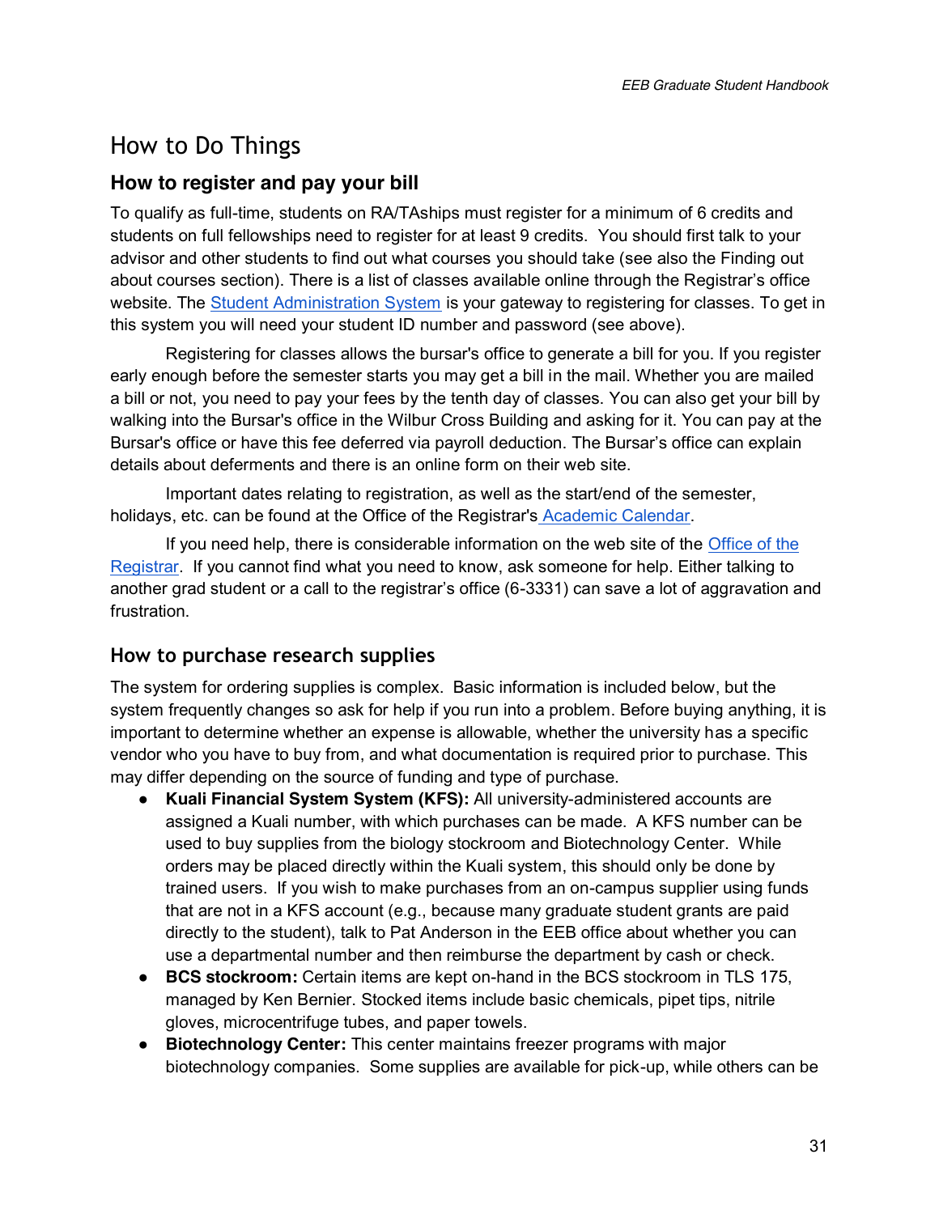# How to Do Things

## How to register and pay your bill

To qualify as full-time, students on RA/TAships must register for a minimum of 6 credits and students on full fellowships need to register for at least 9 credits. You should first talk to your advisor and other students to find out what courses you should take (see also the Finding out about courses section). There is a list of classes available online through the Registrar's office website. The [Student Administration System](#) is your gateway to registering for classes. To get in this system you will need your student ID number and password (see above).

Registering for classes allows the bursar's office to generate a bill for you. If you register early enough before the semester starts you may get a bill in the mail. Whether you are mailed a bill or not, you need to pay your fees by the tenth day of classes. You can also get your bill by walking into the Bursar's office in the Wilbur Cross Building and asking for it. You can pay at the Bursar's office or have this fee deferred via payroll deduction. The Bursar's office can explain details about deferments and there is an online form on their web site.

Important dates relating to registration, as well as the start/end of the semester, holidays, etc. can be found at the Office of the Registrar's [Academic Calendar](#).

If you need help, there is considerable information on the web site of the [Office of the Registrar](#). If you cannot find what you need to know, ask someone for help. Either talking to another grad student or a call to the registrar's office (6-3331) can save a lot of aggravation and frustration.

## How to purchase research supplies

The system for ordering supplies is complex. Basic information is included below, but the system frequently changes so ask for help if you run into a problem. Before buying anything, it is important to determine whether an expense is allowable, whether the university has a specific vendor who you have to buy from, and what documentation is required prior to purchase. This may differ depending on the source of funding and type of purchase.

- **Kuali Financial System System (KFS):** All university-administered accounts are assigned a Kuali number, with which purchases can be made. A KFS number can be used to buy supplies from the biology stockroom and Biotechnology Center. While orders may be placed directly within the Kuali system, this should only be done by trained users. If you wish to make purchases from an on-campus supplier using funds that are not in a KFS account (e.g., because many graduate student grants are paid directly to the student), talk to Pat Anderson in the EEB office about whether you can use a departmental number and then reimburse the department by cash or check.
- **BCS stockroom:** Certain items are kept on-hand in the BCS stockroom in TLS 175, managed by Ken Bernier. Stocked items include basic chemicals, pipet tips, nitrile gloves, microcentrifuge tubes, and paper towels.
- **Biotechnology Center:** This center maintains freezer programs with major biotechnology companies. Some supplies are available for pick-up, while others can be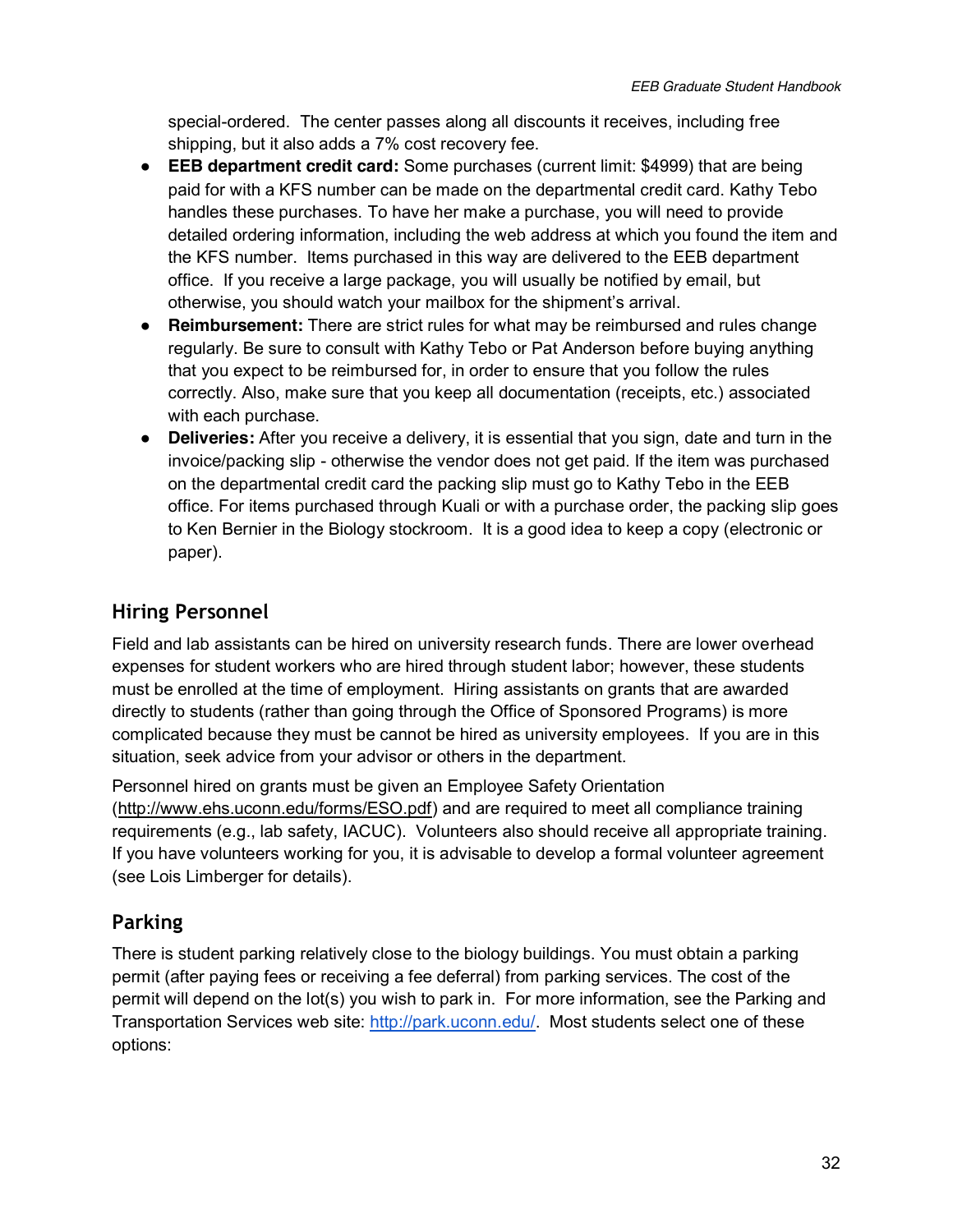special-ordered. The center passes along all discounts it receives, including free shipping, but it also adds a 7% cost recovery fee.

- **EEB department credit card:** Some purchases (current limit: $4999) that are being paid for with a KFS number can be made on the departmental credit card. Kathy Tebo handles these purchases. To have her make a purchase, you will need to provide detailed ordering information, including the web address at which you found the item and the KFS number. Items purchased in this way are delivered to the EEB department office. If you receive a large package, you will usually be notified by email, but otherwise, you should watch your mailbox for the shipment's arrival.
- **Reimbursement:** There are strict rules for what may be reimbursed and rules change regularly. Be sure to consult with Kathy Tebo or Pat Anderson before buying anything that you expect to be reimbursed for, in order to ensure that you follow the rules correctly. Also, make sure that you keep all documentation (receipts, etc.) associated with each purchase.
- **Deliveries:** After you receive a delivery, it is essential that you sign, date and turn in the invoice/packing slip - otherwise the vendor does not get paid. If the item was purchased on the departmental credit card the packing slip must go to Kathy Tebo in the EEB office. For items purchased through Kuali or with a purchase order, the packing slip goes to Ken Bernier in the Biology stockroom. It is a good idea to keep a copy (electronic or paper).

## Hiring Personnel

Field and lab assistants can be hired on university research funds. There are lower overhead expenses for student workers who are hired through student labor; however, these students must be enrolled at the time of employment. Hiring assistants on grants that are awarded directly to students (rather than going through the Office of Sponsored Programs) is more complicated because they must be cannot be hired as university employees. If you are in this situation, seek advice from your advisor or others in the department.

Personnel hired on grants must be given an Employee Safety Orientation (http://www.ehs.uconn.edu/forms/ESO.pdf) and are required to meet all compliance training requirements (e.g., lab safety, IACUC). Volunteers also should receive all appropriate training. If you have volunteers working for you, it is advisable to develop a formal volunteer agreement (see Lois Limberger for details).

## Parking

There is student parking relatively close to the biology buildings. You must obtain a parking permit (after paying fees or receiving a fee deferral) from parking services. The cost of the permit will depend on the lot(s) you wish to park in. For more information, see the Parking and Transportation Services web site: http://park.uconn.edu/. Most students select one of these options: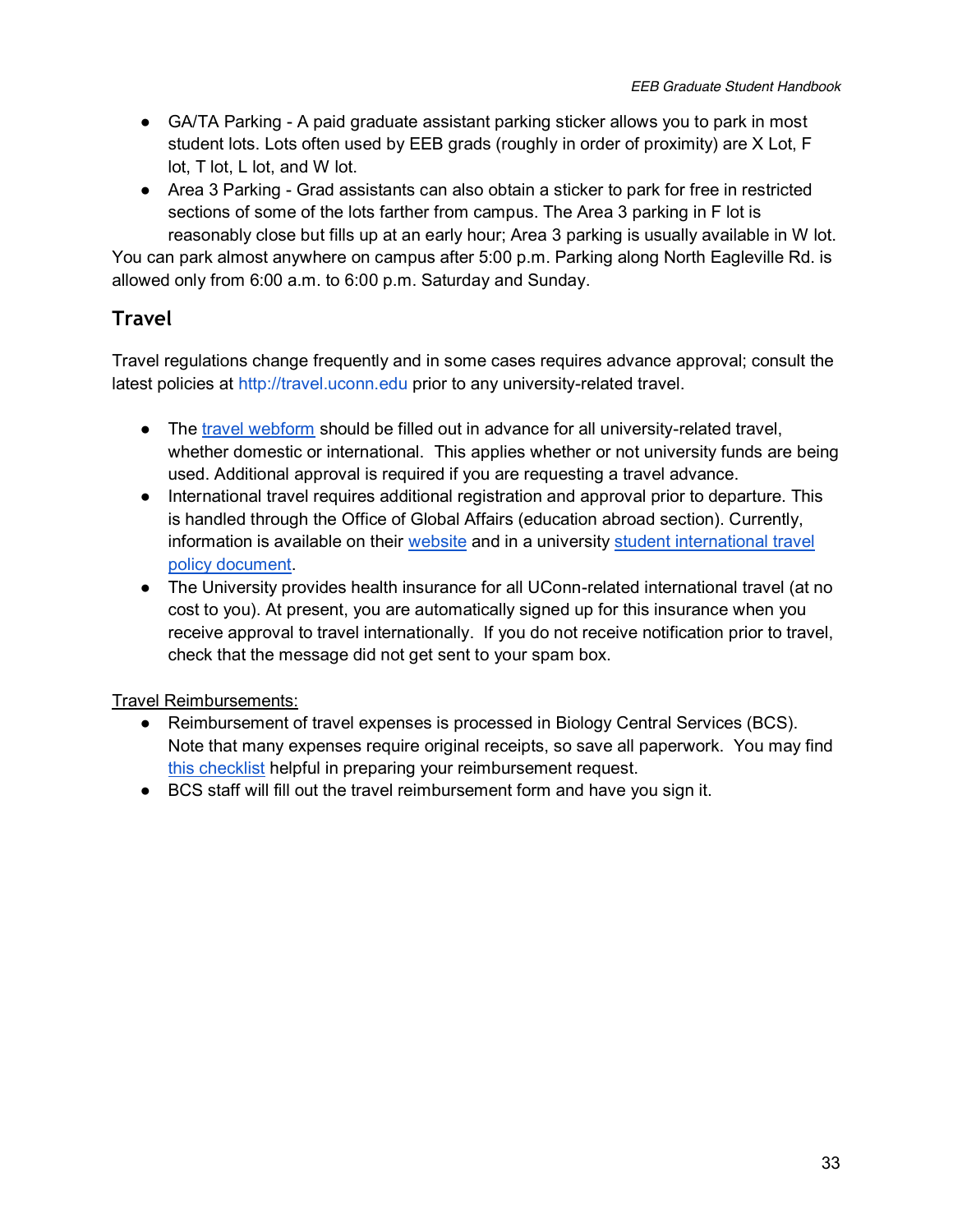- GA/TA Parking - A paid graduate assistant parking sticker allows you to park in most student lots. Lots often used by EEB grads (roughly in order of proximity) are X Lot, F lot, T lot, L lot, and W lot.
- Area 3 Parking - Grad assistants can also obtain a sticker to park for free in restricted sections of some of the lots farther from campus. The Area 3 parking in F lot is reasonably close but fills up at an early hour; Area 3 parking is usually available in W lot.

You can park almost anywhere on campus after 5:00 p.m. Parking along North Eagleville Rd. is allowed only from 6:00 a.m. to 6:00 p.m. Saturday and Sunday.

## Travel

Travel regulations change frequently and in some cases requires advance approval; consult the latest policies at http://travel.uconn.edu prior to any university-related travel.

- The travel webform should be filled out in advance for all university-related travel, whether domestic or international. This applies whether or not university funds are being used. Additional approval is required if you are requesting a travel advance.
- International travel requires additional registration and approval prior to departure. This is handled through the Office of Global Affairs (education abroad section). Currently, information is available on their website and in a university student international travel policy document.
- The University provides health insurance for all UConn-related international travel (at no cost to you). At present, you are automatically signed up for this insurance when you receive approval to travel internationally. If you do not receive notification prior to travel, check that the message did not get sent to your spam box.

Travel Reimbursements:

- Reimbursement of travel expenses is processed in Biology Central Services (BCS). Note that many expenses require original receipts, so save all paperwork. You may find this checklist helpful in preparing your reimbursement request.
- BCS staff will fill out the travel reimbursement form and have you sign it.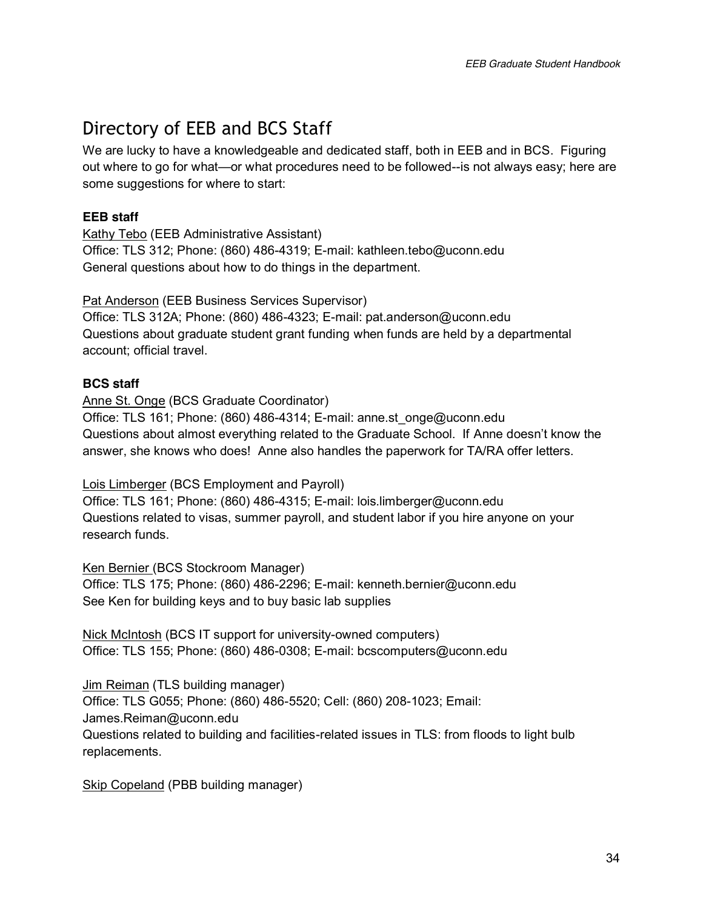# Directory of EEB and BCS Staff

We are lucky to have a knowledgeable and dedicated staff, both in EEB and in BCS. Figuring out where to go for what—or what procedures need to be followed--is not always easy; here are some suggestions for where to start:

**EEB staff**

Kathy Tebo (EEB Administrative Assistant)
Office: TLS 312; Phone: (860) 486-4319; E-mail: kathleen.tebo@uconn.edu
General questions about how to do things in the department.

Pat Anderson (EEB Business Services Supervisor)
Office: TLS 312A; Phone: (860) 486-4323; E-mail: pat.anderson@uconn.edu
Questions about graduate student grant funding when funds are held by a departmental account; official travel.

**BCS staff**

Anne St. Onge (BCS Graduate Coordinator)
Office: TLS 161; Phone: (860) 486-4314; E-mail: anne.st_onge@uconn.edu
Questions about almost everything related to the Graduate School. If Anne doesn't know the answer, she knows who does! Anne also handles the paperwork for TA/RA offer letters.

Lois Limberger (BCS Employment and Payroll)
Office: TLS 161; Phone: (860) 486-4315; E-mail: lois.limberger@uconn.edu
Questions related to visas, summer payroll, and student labor if you hire anyone on your research funds.

Ken Bernier (BCS Stockroom Manager)
Office: TLS 175; Phone: (860) 486-2296; E-mail: kenneth.bernier@uconn.edu
See Ken for building keys and to buy basic lab supplies

Nick McIntosh (BCS IT support for university-owned computers)
Office: TLS 155; Phone: (860) 486-0308; E-mail: bcscomputers@uconn.edu

Jim Reiman (TLS building manager)
Office: TLS G055; Phone: (860) 486-5520; Cell: (860) 208-1023; Email: James.Reiman@uconn.edu
Questions related to building and facilities-related issues in TLS: from floods to light bulb replacements.

Skip Copeland (PBB building manager)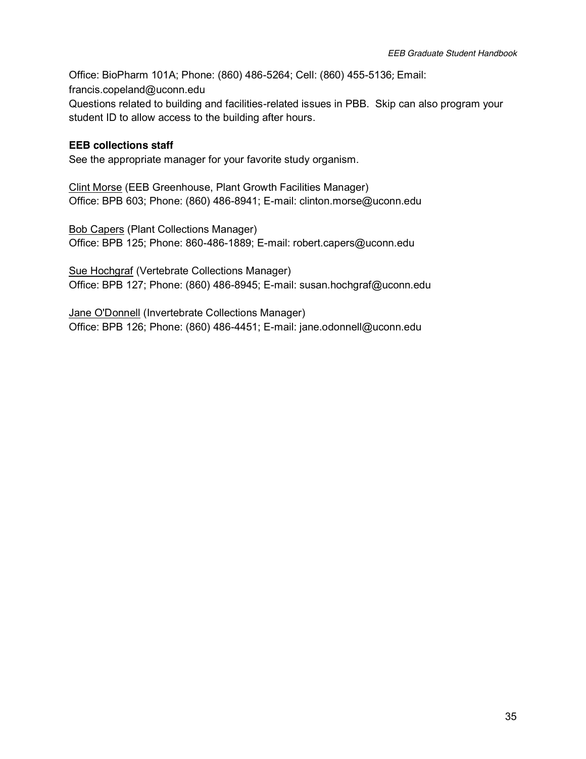Office: BioPharm 101A; Phone: (860) 486-5264; Cell: (860) 455-5136; Email: francis.copeland@uconn.edu
Questions related to building and facilities-related issues in PBB. Skip can also program your student ID to allow access to the building after hours.

**EEB collections staff**
See the appropriate manager for your favorite study organism.

Clint Morse (EEB Greenhouse, Plant Growth Facilities Manager)
Office: BPB 603; Phone: (860) 486-8941; E-mail: clinton.morse@uconn.edu

Bob Capers (Plant Collections Manager)
Office: BPB 125; Phone: 860-486-1889; E-mail: robert.capers@uconn.edu

Sue Hochgraf (Vertebrate Collections Manager)
Office: BPB 127; Phone: (860) 486-8945; E-mail: susan.hochgraf@uconn.edu

Jane O'Donnell (Invertebrate Collections Manager)
Office: BPB 126; Phone: (860) 486-4451; E-mail: jane.odonnell@uconn.edu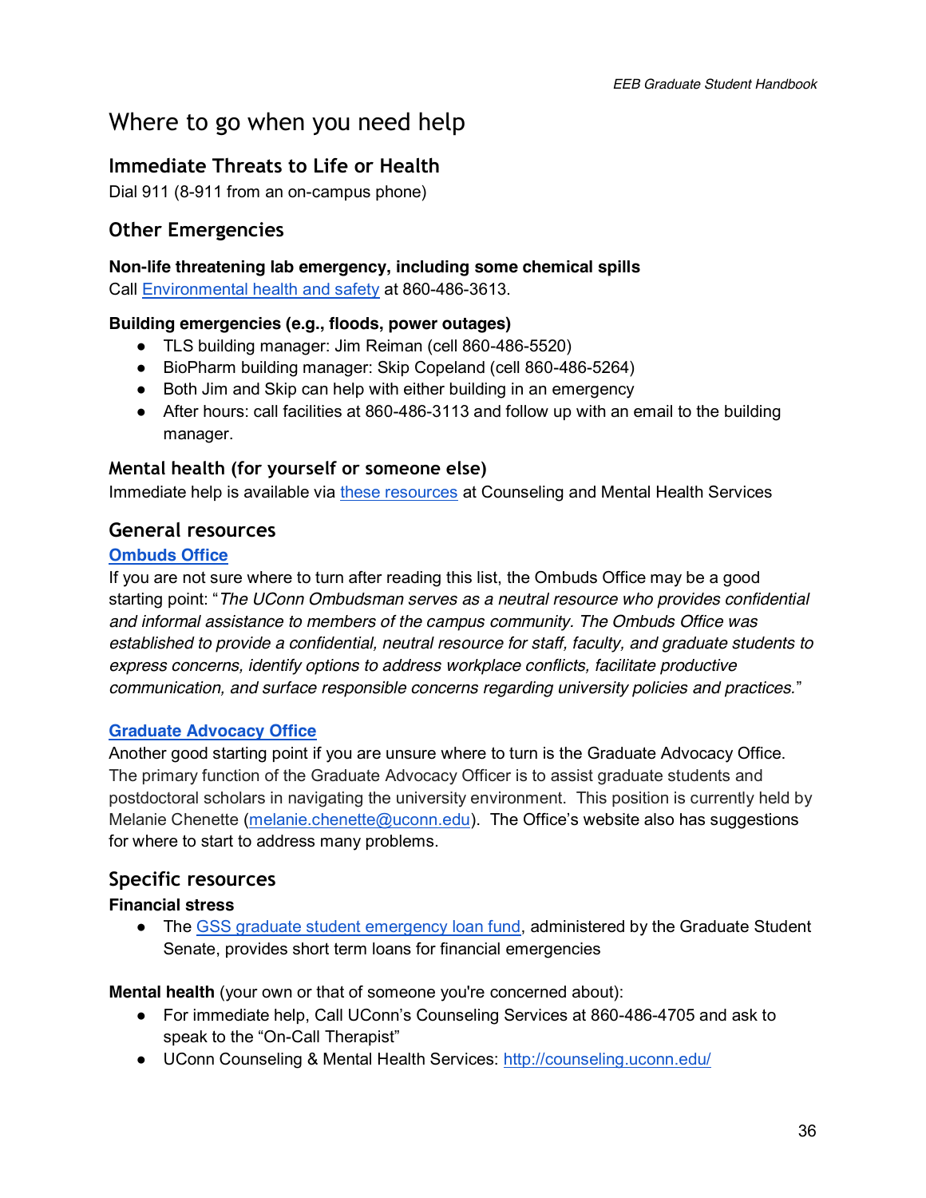# Where to go when you need help

## Immediate Threats to Life or Health

Dial 911 (8-911 from an on-campus phone)

## Other Emergencies

**Non-life threatening lab emergency, including some chemical spills**
Call Environmental health and safety at 860-486-3613.

**Building emergencies (e.g., floods, power outages)**

- TLS building manager: Jim Reiman (cell 860-486-5520)
- BioPharm building manager: Skip Copeland (cell 860-486-5264)
- Both Jim and Skip can help with either building in an emergency
- After hours: call facilities at 860-486-3113 and follow up with an email to the building manager.

### Mental health (for yourself or someone else)

Immediate help is available via these resources at Counseling and Mental Health Services

## General resources

**Ombuds Office**

If you are not sure where to turn after reading this list, the Ombuds Office may be a good starting point: "*The UConn Ombudsman serves as a neutral resource who provides confidential and informal assistance to members of the campus community. The Ombuds Office was established to provide a confidential, neutral resource for staff, faculty, and graduate students to express concerns, identify options to address workplace conflicts, facilitate productive communication, and surface responsible concerns regarding university policies and practices.*"

**Graduate Advocacy Office**

Another good starting point if you are unsure where to turn is the Graduate Advocacy Office. The primary function of the Graduate Advocacy Officer is to assist graduate students and postdoctoral scholars in navigating the university environment. This position is currently held by Melanie Chenette (melanie.chenette@uconn.edu). The Office's website also has suggestions for where to start to address many problems.

## Specific resources

**Financial stress**

- The GSS graduate student emergency loan fund, administered by the Graduate Student Senate, provides short term loans for financial emergencies

**Mental health** (your own or that of someone you're concerned about):

- For immediate help, Call UConn's Counseling Services at 860-486-4705 and ask to speak to the "On-Call Therapist"
- UConn Counseling & Mental Health Services: http://counseling.uconn.edu/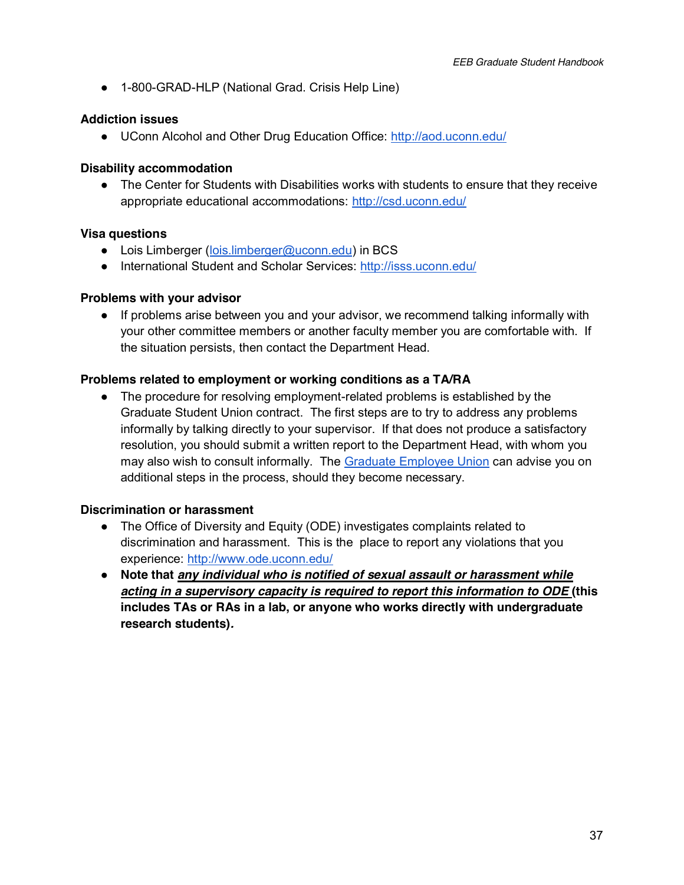- 1-800-GRAD-HLP (National Grad. Crisis Help Line)

**Addiction issues**

- UConn Alcohol and Other Drug Education Office: [http://aod.uconn.edu/](http://aod.uconn.edu/)

**Disability accommodation**

- The Center for Students with Disabilities works with students to ensure that they receive appropriate educational accommodations: [http://csd.uconn.edu/](http://csd.uconn.edu/)

**Visa questions**

- Lois Limberger ([lois.limberger@uconn.edu](mailto:lois.limberger@uconn.edu)) in BCS
- International Student and Scholar Services: [http://isss.uconn.edu/](http://isss.uconn.edu/)

**Problems with your advisor**

- If problems arise between you and your advisor, we recommend talking informally with your other committee members or another faculty member you are comfortable with. If the situation persists, then contact the Department Head.

**Problems related to employment or working conditions as a TA/RA**

- The procedure for resolving employment-related problems is established by the Graduate Student Union contract. The first steps are to try to address any problems informally by talking directly to your supervisor. If that does not produce a satisfactory resolution, you should submit a written report to the Department Head, with whom you may also wish to consult informally. The Graduate Employee Union can advise you on additional steps in the process, should they become necessary.

**Discrimination or harassment**

- The Office of Diversity and Equity (ODE) investigates complaints related to discrimination and harassment. This is the place to report any violations that you experience: [http://www.ode.uconn.edu/](http://www.ode.uconn.edu/)
- **Note that *<u>any individual who is notified of sexual assault or harassment while acting in a supervisory capacity is required to report this information to ODE</u>* (this includes TAs or RAs in a lab, or anyone who works directly with undergraduate research students).**